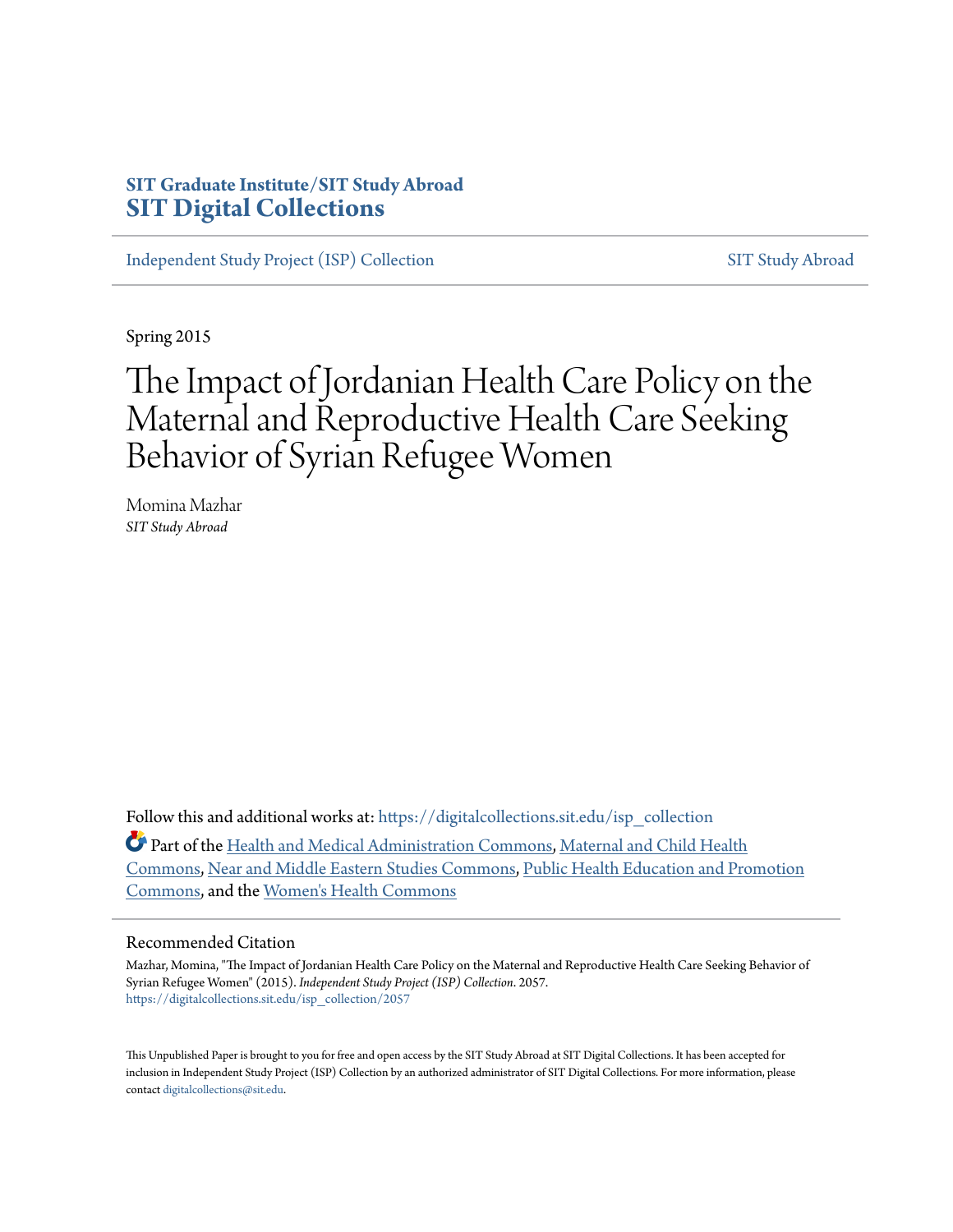SIT Graduate Institute/SIT Study Abroad
**SIT Digital Collections**

Independent Study Project (ISP) Collection | SIT Study Abroad

Spring 2015

# The Impact of Jordanian Health Care Policy on the Maternal and Reproductive Health Care Seeking Behavior of Syrian Refugee Women

Momina Mazhar
*SIT Study Abroad*

Follow this and additional works at: https://digitalcollections.sit.edu/isp_collection

Part of the Health and Medical Administration Commons, Maternal and Child Health Commons, Near and Middle Eastern Studies Commons, Public Health Education and Promotion Commons, and the Women's Health Commons

## Recommended Citation

Mazhar, Momina, "The Impact of Jordanian Health Care Policy on the Maternal and Reproductive Health Care Seeking Behavior of Syrian Refugee Women" (2015). *Independent Study Project (ISP) Collection*. 2057.
https://digitalcollections.sit.edu/isp_collection/2057

This Unpublished Paper is brought to you for free and open access by the SIT Study Abroad at SIT Digital Collections. It has been accepted for inclusion in Independent Study Project (ISP) Collection by an authorized administrator of SIT Digital Collections. For more information, please contact digitalcollections@sit.edu.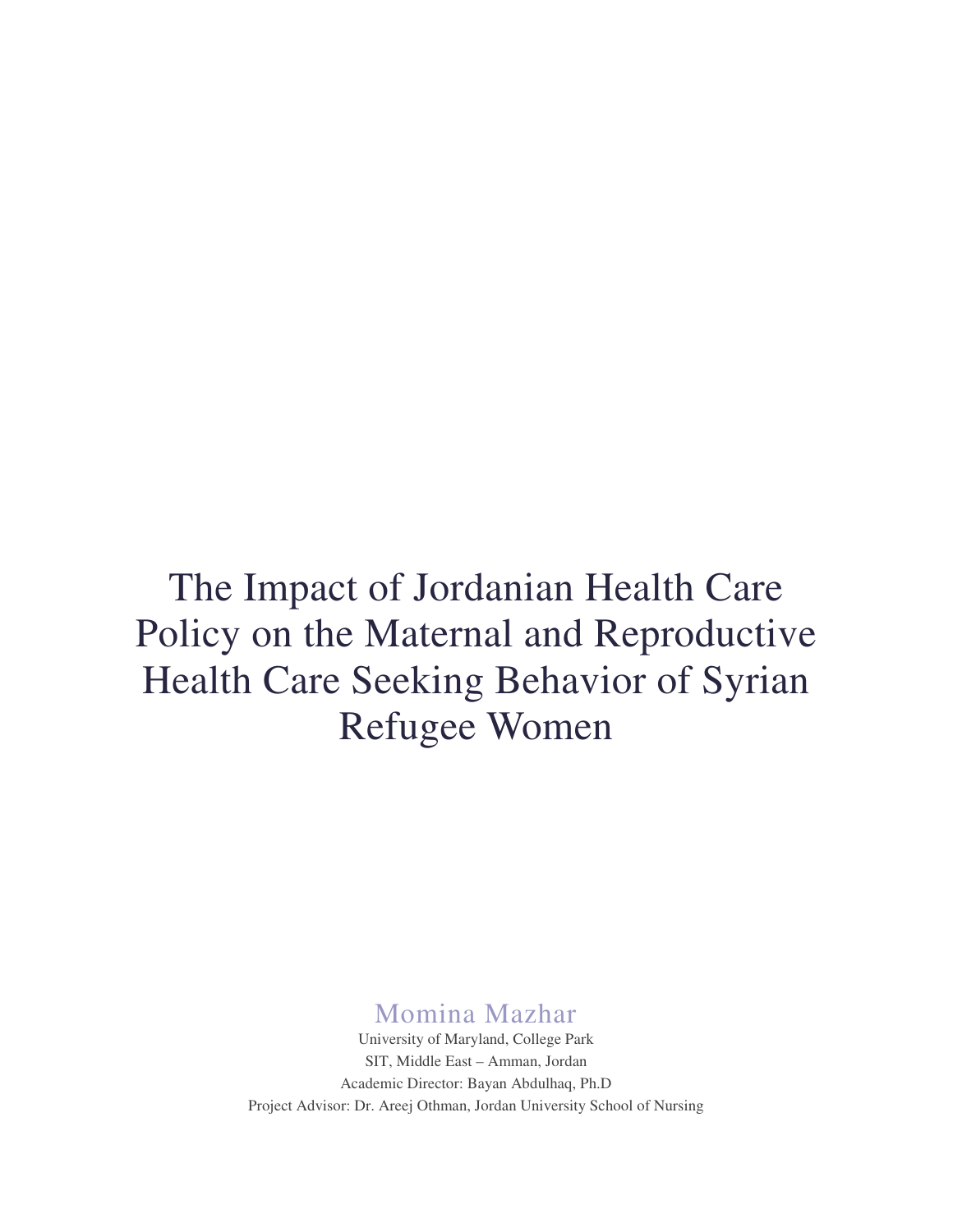# The Impact of Jordanian Health Care Policy on the Maternal and Reproductive Health Care Seeking Behavior of Syrian Refugee Women

Momina Mazhar

University of Maryland, College Park

SIT, Middle East – Amman, Jordan

Academic Director: Bayan Abdulhaq, Ph.D

Project Advisor: Dr. Areej Othman, Jordan University School of Nursing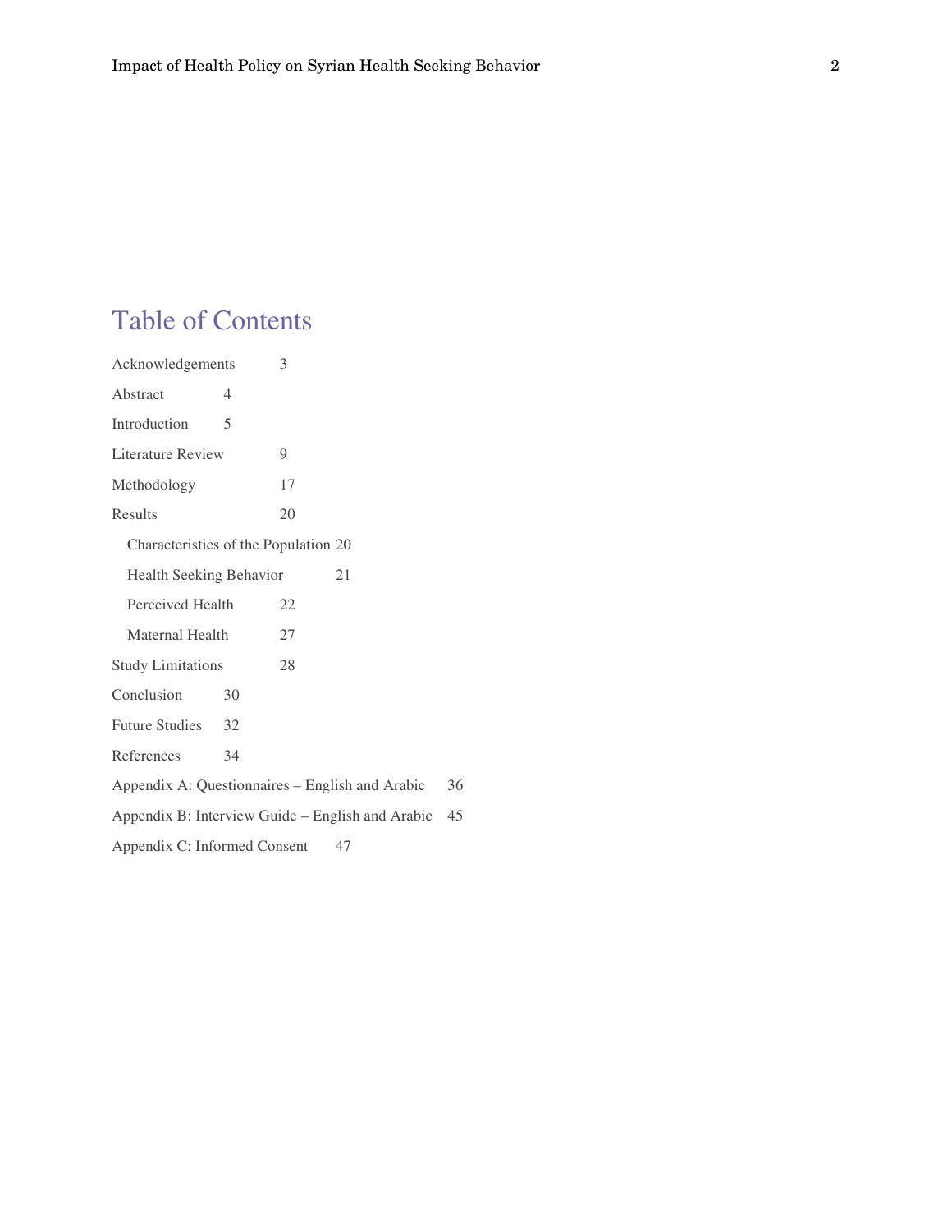# Table of Contents

Acknowledgements 3

Abstract 4

Introduction 5

Literature Review 9

Methodology 17

Results 20

- Characteristics of the Population 20
- Health Seeking Behavior 21
- Perceived Health 22
- Maternal Health 27

Study Limitations 28

Conclusion 30

Future Studies 32

References 34

Appendix A: Questionnaires – English and Arabic 36

Appendix B: Interview Guide – English and Arabic 45

Appendix C: Informed Consent 47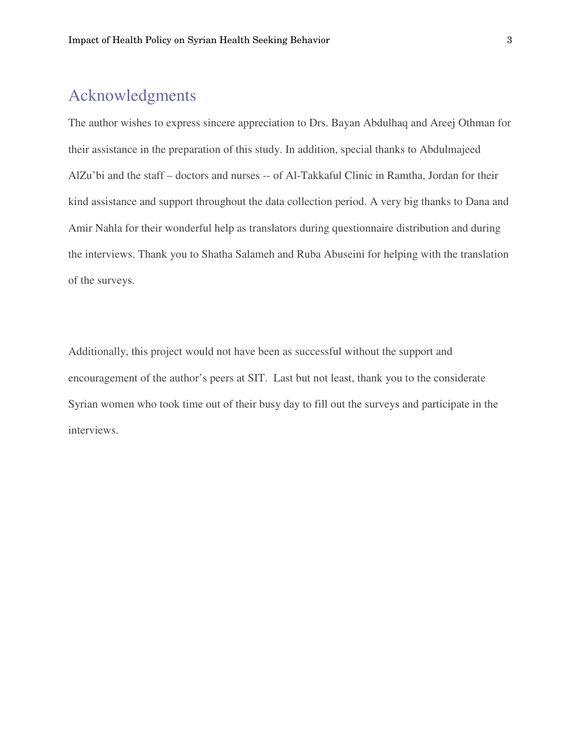## Acknowledgments

The author wishes to express sincere appreciation to Drs. Bayan Abdulhaq and Areej Othman for their assistance in the preparation of this study. In addition, special thanks to Abdulmajeed AlZu'bi and the staff – doctors and nurses -- of Al-Takkaful Clinic in Ramtha, Jordan for their kind assistance and support throughout the data collection period. A very big thanks to Dana and Amir Nahla for their wonderful help as translators during questionnaire distribution and during the interviews. Thank you to Shatha Salameh and Ruba Abuseini for helping with the translation of the surveys.

Additionally, this project would not have been as successful without the support and encouragement of the author's peers at SIT. Last but not least, thank you to the considerate Syrian women who took time out of their busy day to fill out the surveys and participate in the interviews.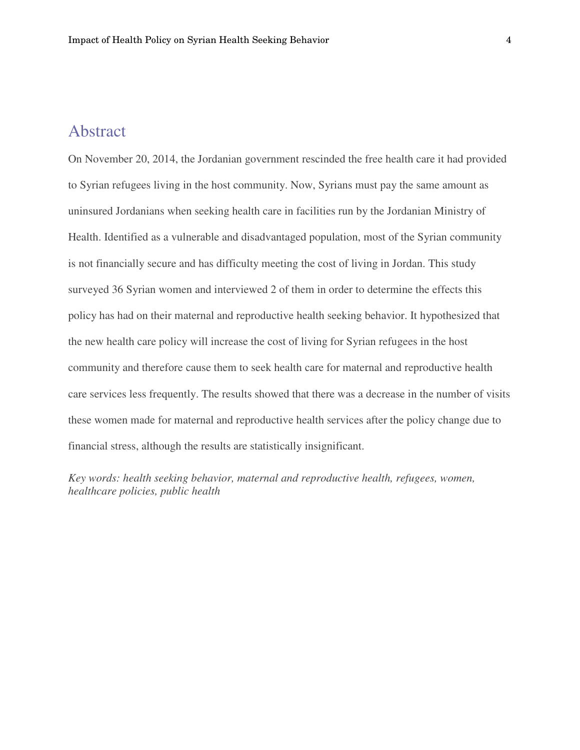# Abstract

On November 20, 2014, the Jordanian government rescinded the free health care it had provided to Syrian refugees living in the host community. Now, Syrians must pay the same amount as uninsured Jordanians when seeking health care in facilities run by the Jordanian Ministry of Health. Identified as a vulnerable and disadvantaged population, most of the Syrian community is not financially secure and has difficulty meeting the cost of living in Jordan. This study surveyed 36 Syrian women and interviewed 2 of them in order to determine the effects this policy has had on their maternal and reproductive health seeking behavior. It hypothesized that the new health care policy will increase the cost of living for Syrian refugees in the host community and therefore cause them to seek health care for maternal and reproductive health care services less frequently. The results showed that there was a decrease in the number of visits these women made for maternal and reproductive health services after the policy change due to financial stress, although the results are statistically insignificant.

*Key words: health seeking behavior, maternal and reproductive health, refugees, women, healthcare policies, public health*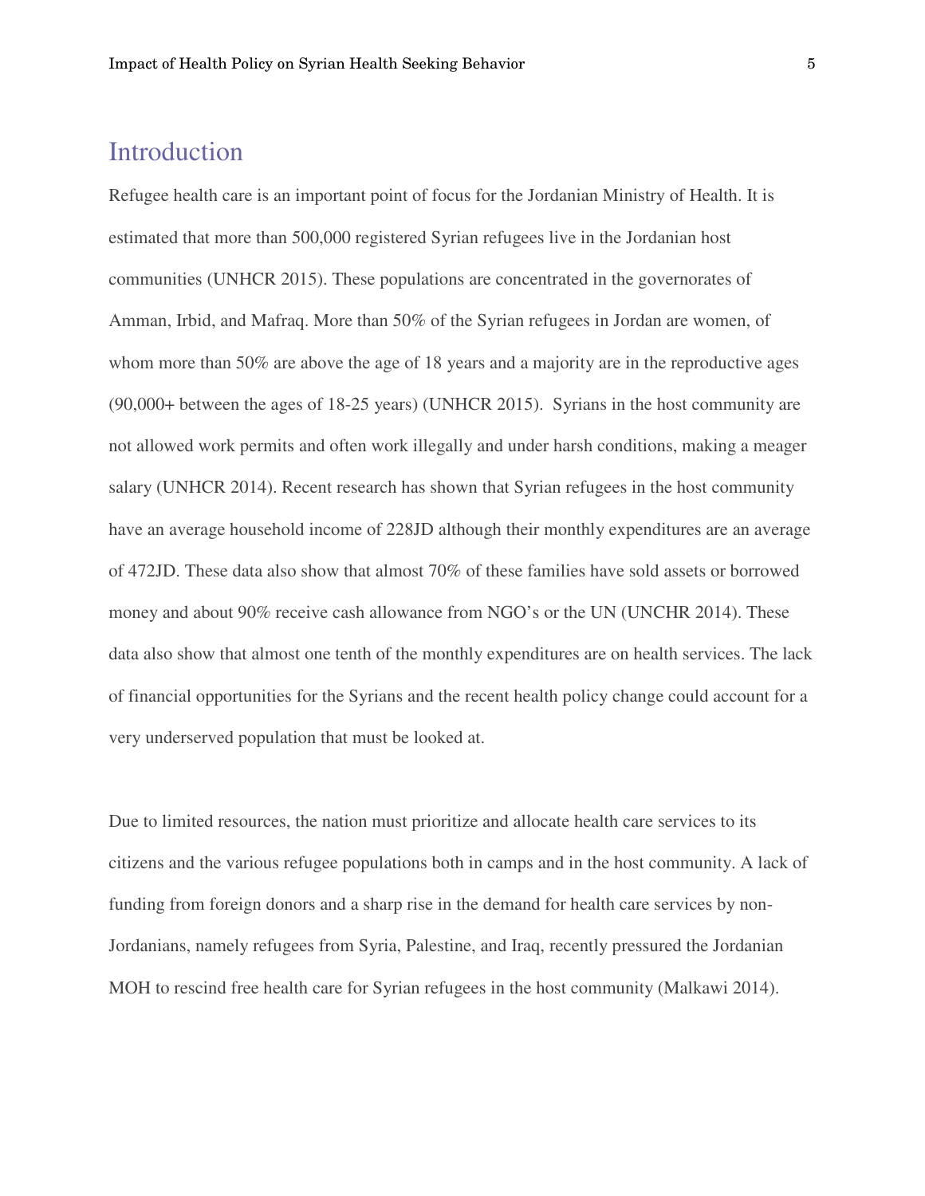# Introduction

Refugee health care is an important point of focus for the Jordanian Ministry of Health. It is estimated that more than 500,000 registered Syrian refugees live in the Jordanian host communities (UNHCR 2015). These populations are concentrated in the governorates of Amman, Irbid, and Mafraq. More than 50% of the Syrian refugees in Jordan are women, of whom more than 50% are above the age of 18 years and a majority are in the reproductive ages (90,000+ between the ages of 18-25 years) (UNHCR 2015). Syrians in the host community are not allowed work permits and often work illegally and under harsh conditions, making a meager salary (UNHCR 2014). Recent research has shown that Syrian refugees in the host community have an average household income of 228JD although their monthly expenditures are an average of 472JD. These data also show that almost 70% of these families have sold assets or borrowed money and about 90% receive cash allowance from NGO's or the UN (UNCHR 2014). These data also show that almost one tenth of the monthly expenditures are on health services. The lack of financial opportunities for the Syrians and the recent health policy change could account for a very underserved population that must be looked at.

Due to limited resources, the nation must prioritize and allocate health care services to its citizens and the various refugee populations both in camps and in the host community. A lack of funding from foreign donors and a sharp rise in the demand for health care services by non-Jordanians, namely refugees from Syria, Palestine, and Iraq, recently pressured the Jordanian MOH to rescind free health care for Syrian refugees in the host community (Malkawi 2014).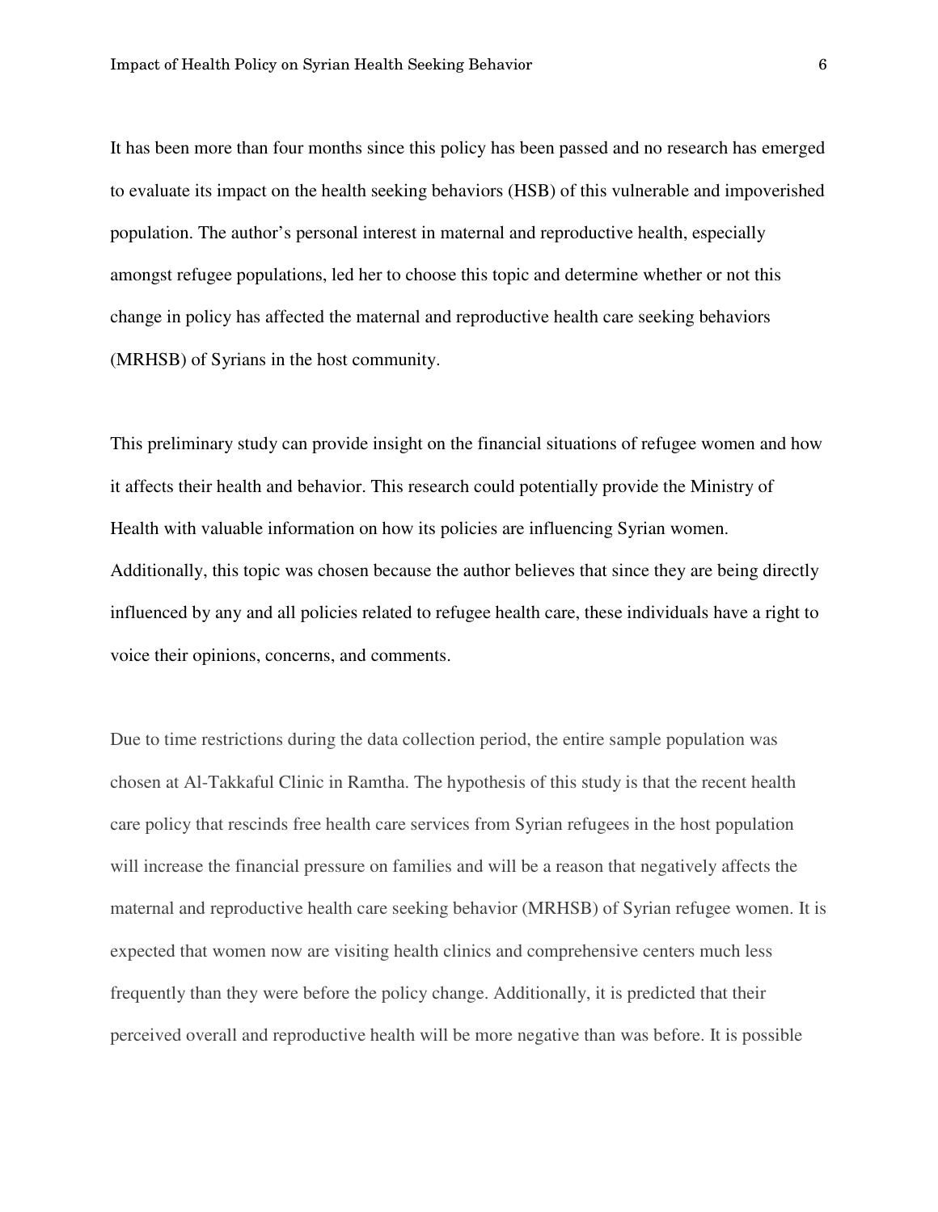It has been more than four months since this policy has been passed and no research has emerged to evaluate its impact on the health seeking behaviors (HSB) of this vulnerable and impoverished population. The author's personal interest in maternal and reproductive health, especially amongst refugee populations, led her to choose this topic and determine whether or not this change in policy has affected the maternal and reproductive health care seeking behaviors (MRHSB) of Syrians in the host community.

This preliminary study can provide insight on the financial situations of refugee women and how it affects their health and behavior. This research could potentially provide the Ministry of Health with valuable information on how its policies are influencing Syrian women. Additionally, this topic was chosen because the author believes that since they are being directly influenced by any and all policies related to refugee health care, these individuals have a right to voice their opinions, concerns, and comments.

Due to time restrictions during the data collection period, the entire sample population was chosen at Al-Takkaful Clinic in Ramtha. The hypothesis of this study is that the recent health care policy that rescinds free health care services from Syrian refugees in the host population will increase the financial pressure on families and will be a reason that negatively affects the maternal and reproductive health care seeking behavior (MRHSB) of Syrian refugee women. It is expected that women now are visiting health clinics and comprehensive centers much less frequently than they were before the policy change. Additionally, it is predicted that their perceived overall and reproductive health will be more negative than was before. It is possible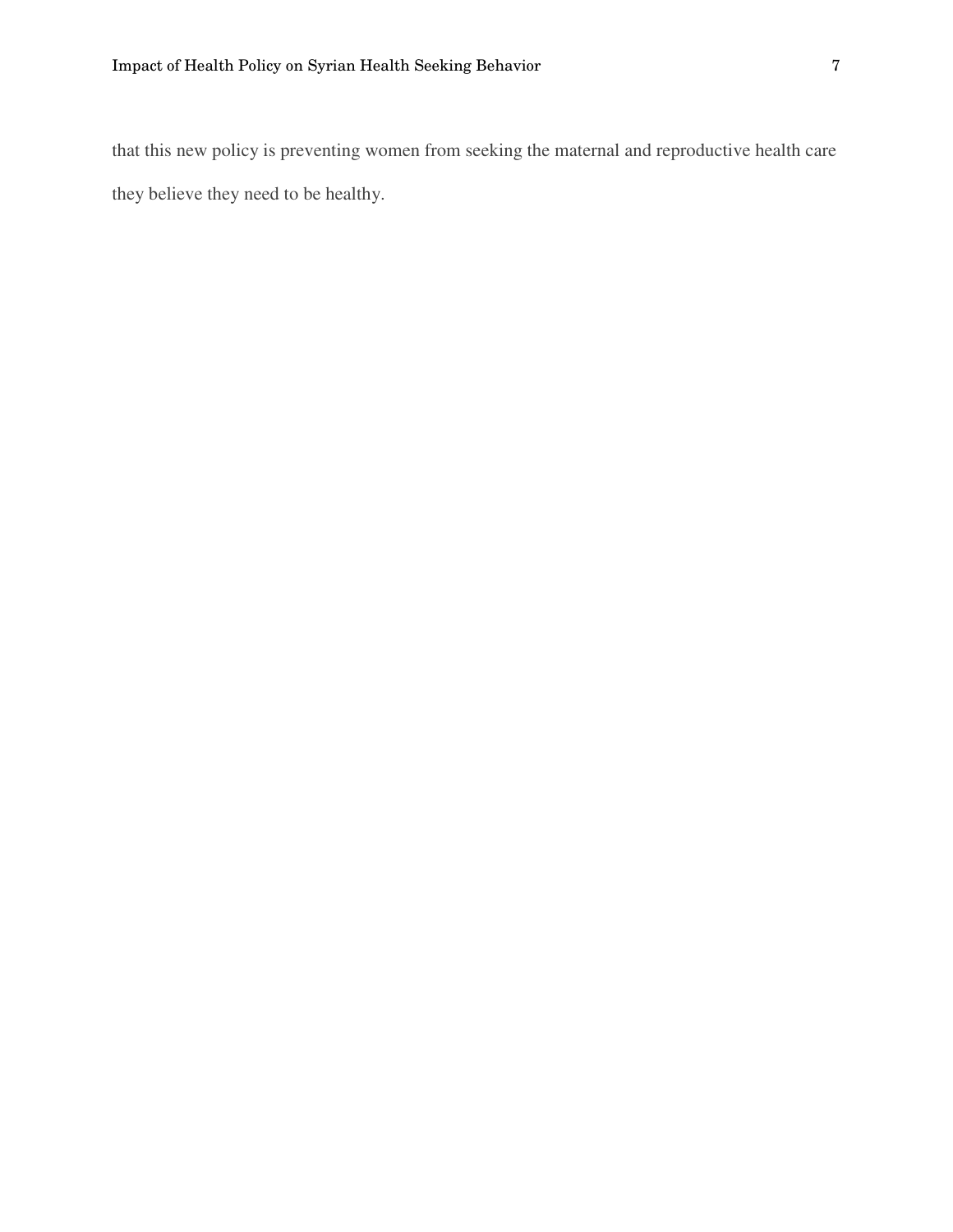that this new policy is preventing women from seeking the maternal and reproductive health care they believe they need to be healthy.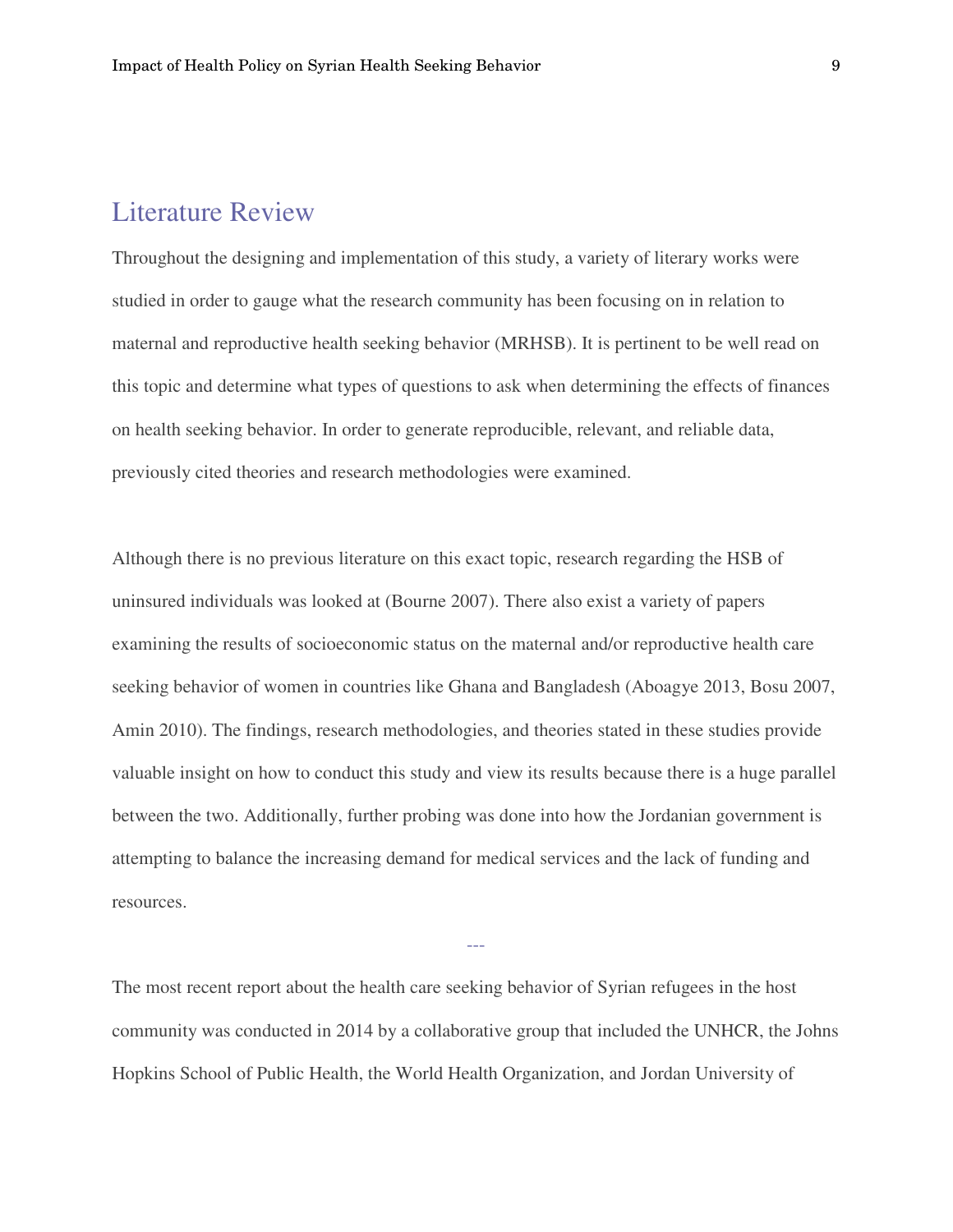# Literature Review

Throughout the designing and implementation of this study, a variety of literary works were studied in order to gauge what the research community has been focusing on in relation to maternal and reproductive health seeking behavior (MRHSB). It is pertinent to be well read on this topic and determine what types of questions to ask when determining the effects of finances on health seeking behavior. In order to generate reproducible, relevant, and reliable data, previously cited theories and research methodologies were examined.

Although there is no previous literature on this exact topic, research regarding the HSB of uninsured individuals was looked at (Bourne 2007). There also exist a variety of papers examining the results of socioeconomic status on the maternal and/or reproductive health care seeking behavior of women in countries like Ghana and Bangladesh (Aboagye 2013, Bosu 2007, Amin 2010). The findings, research methodologies, and theories stated in these studies provide valuable insight on how to conduct this study and view its results because there is a huge parallel between the two. Additionally, further probing was done into how the Jordanian government is attempting to balance the increasing demand for medical services and the lack of funding and resources.

---

The most recent report about the health care seeking behavior of Syrian refugees in the host community was conducted in 2014 by a collaborative group that included the UNHCR, the Johns Hopkins School of Public Health, the World Health Organization, and Jordan University of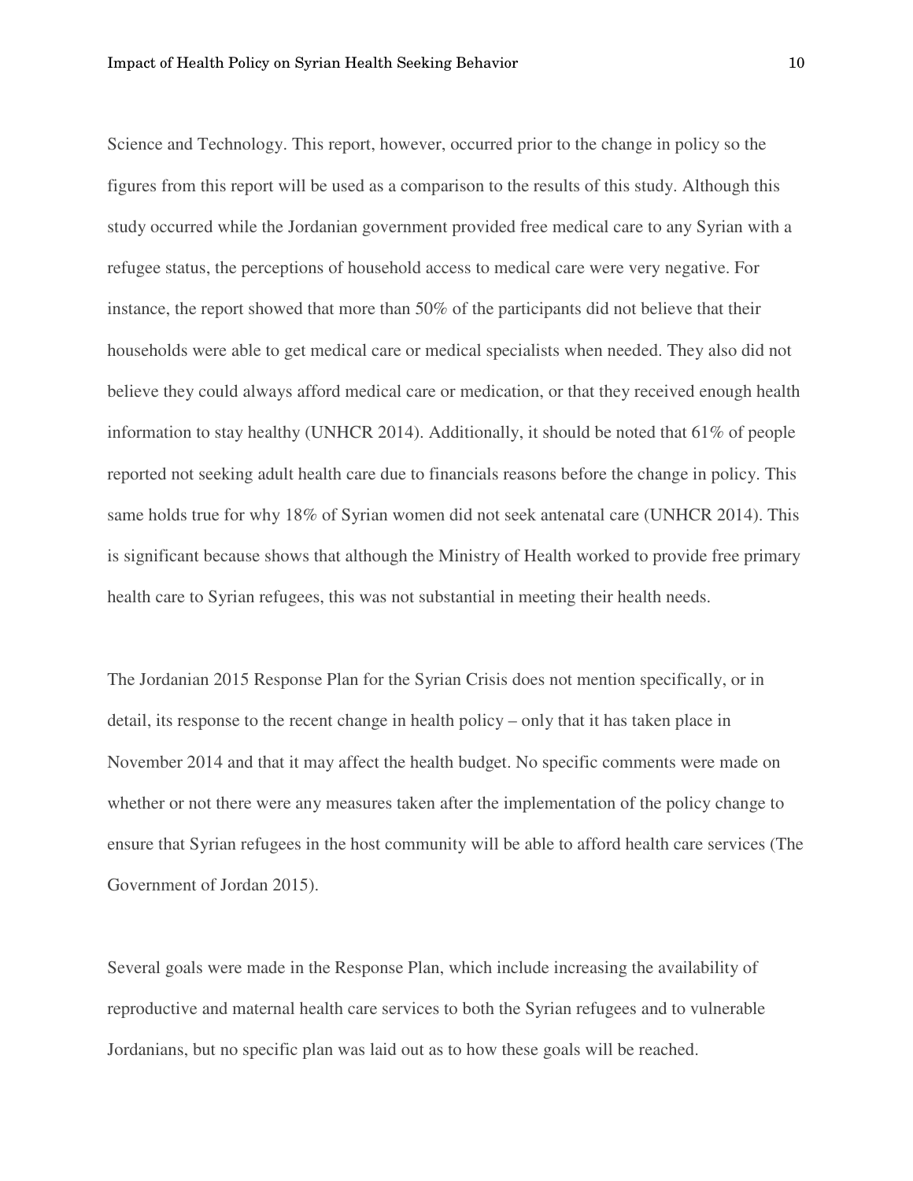Science and Technology. This report, however, occurred prior to the change in policy so the figures from this report will be used as a comparison to the results of this study. Although this study occurred while the Jordanian government provided free medical care to any Syrian with a refugee status, the perceptions of household access to medical care were very negative. For instance, the report showed that more than 50% of the participants did not believe that their households were able to get medical care or medical specialists when needed. They also did not believe they could always afford medical care or medication, or that they received enough health information to stay healthy (UNHCR 2014). Additionally, it should be noted that 61% of people reported not seeking adult health care due to financials reasons before the change in policy. This same holds true for why 18% of Syrian women did not seek antenatal care (UNHCR 2014). This is significant because shows that although the Ministry of Health worked to provide free primary health care to Syrian refugees, this was not substantial in meeting their health needs.

The Jordanian 2015 Response Plan for the Syrian Crisis does not mention specifically, or in detail, its response to the recent change in health policy – only that it has taken place in November 2014 and that it may affect the health budget. No specific comments were made on whether or not there were any measures taken after the implementation of the policy change to ensure that Syrian refugees in the host community will be able to afford health care services (The Government of Jordan 2015).

Several goals were made in the Response Plan, which include increasing the availability of reproductive and maternal health care services to both the Syrian refugees and to vulnerable Jordanians, but no specific plan was laid out as to how these goals will be reached.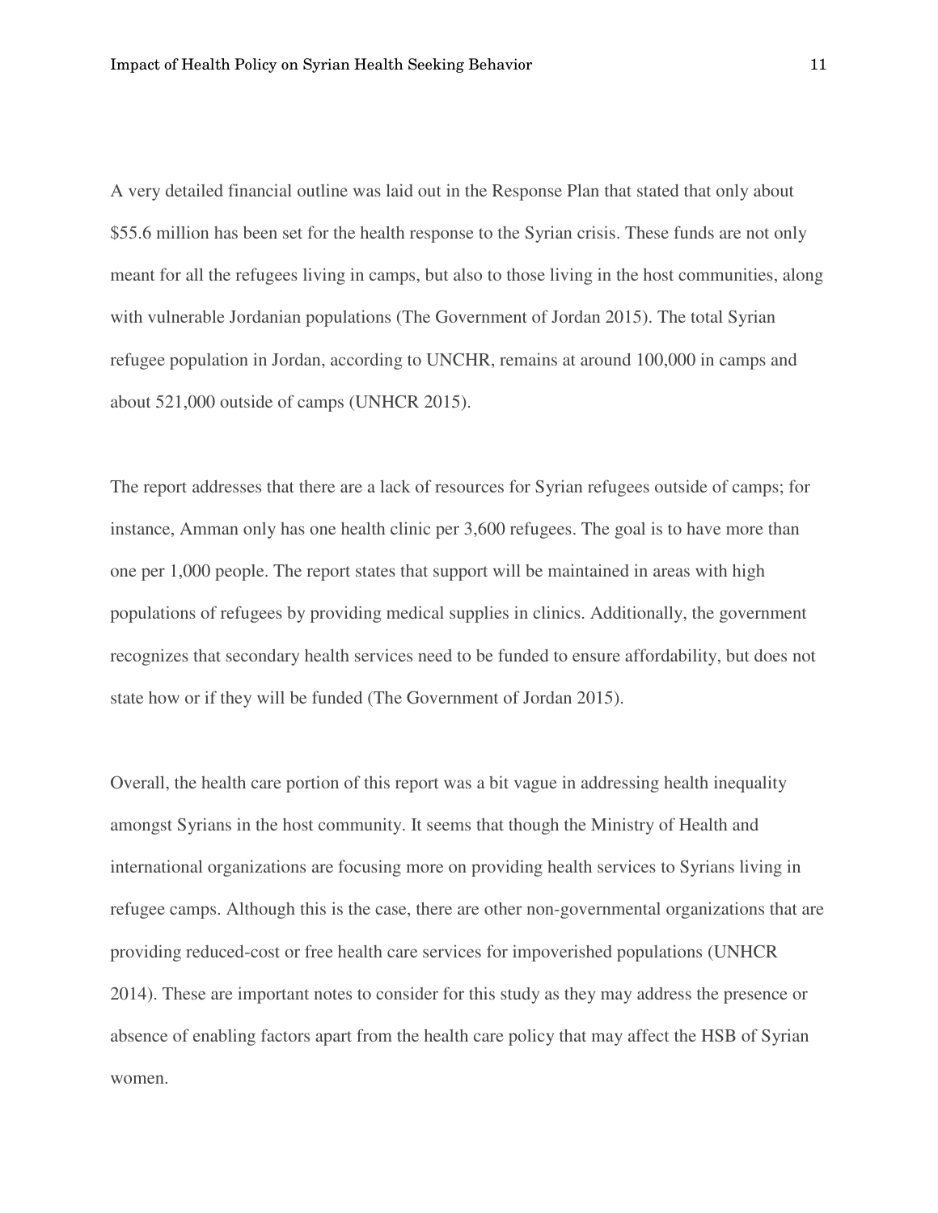A very detailed financial outline was laid out in the Response Plan that stated that only about $55.6 million has been set for the health response to the Syrian crisis. These funds are not only meant for all the refugees living in camps, but also to those living in the host communities, along with vulnerable Jordanian populations (The Government of Jordan 2015). The total Syrian refugee population in Jordan, according to UNCHR, remains at around 100,000 in camps and about 521,000 outside of camps (UNHCR 2015).

The report addresses that there are a lack of resources for Syrian refugees outside of camps; for instance, Amman only has one health clinic per 3,600 refugees. The goal is to have more than one per 1,000 people. The report states that support will be maintained in areas with high populations of refugees by providing medical supplies in clinics. Additionally, the government recognizes that secondary health services need to be funded to ensure affordability, but does not state how or if they will be funded (The Government of Jordan 2015).

Overall, the health care portion of this report was a bit vague in addressing health inequality amongst Syrians in the host community. It seems that though the Ministry of Health and international organizations are focusing more on providing health services to Syrians living in refugee camps. Although this is the case, there are other non-governmental organizations that are providing reduced-cost or free health care services for impoverished populations (UNHCR 2014). These are important notes to consider for this study as they may address the presence or absence of enabling factors apart from the health care policy that may affect the HSB of Syrian women.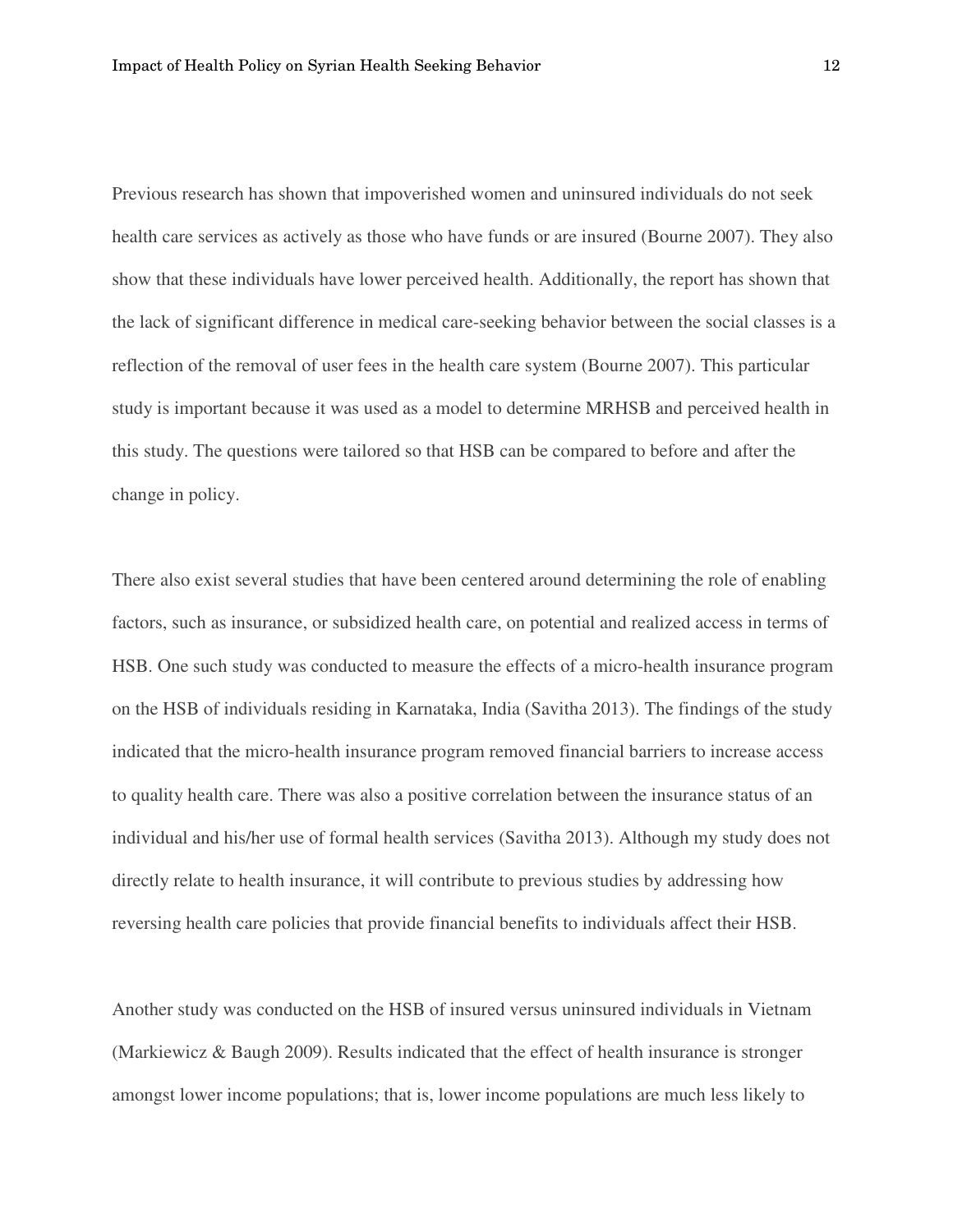Previous research has shown that impoverished women and uninsured individuals do not seek health care services as actively as those who have funds or are insured (Bourne 2007). They also show that these individuals have lower perceived health. Additionally, the report has shown that the lack of significant difference in medical care-seeking behavior between the social classes is a reflection of the removal of user fees in the health care system (Bourne 2007). This particular study is important because it was used as a model to determine MRHSB and perceived health in this study. The questions were tailored so that HSB can be compared to before and after the change in policy.

There also exist several studies that have been centered around determining the role of enabling factors, such as insurance, or subsidized health care, on potential and realized access in terms of HSB. One such study was conducted to measure the effects of a micro-health insurance program on the HSB of individuals residing in Karnataka, India (Savitha 2013). The findings of the study indicated that the micro-health insurance program removed financial barriers to increase access to quality health care. There was also a positive correlation between the insurance status of an individual and his/her use of formal health services (Savitha 2013). Although my study does not directly relate to health insurance, it will contribute to previous studies by addressing how reversing health care policies that provide financial benefits to individuals affect their HSB.

Another study was conducted on the HSB of insured versus uninsured individuals in Vietnam (Markiewicz & Baugh 2009). Results indicated that the effect of health insurance is stronger amongst lower income populations; that is, lower income populations are much less likely to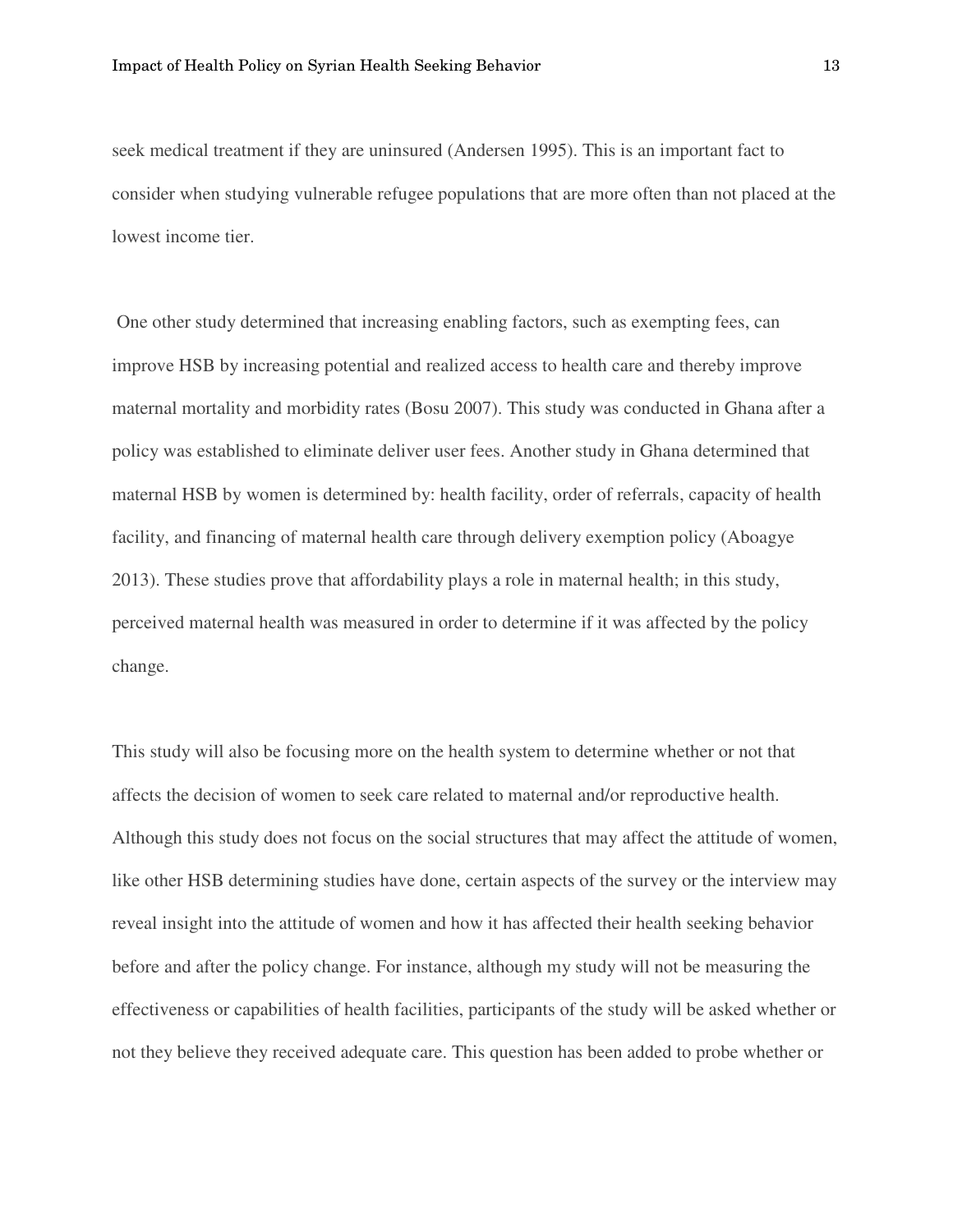seek medical treatment if they are uninsured (Andersen 1995). This is an important fact to consider when studying vulnerable refugee populations that are more often than not placed at the lowest income tier.

One other study determined that increasing enabling factors, such as exempting fees, can improve HSB by increasing potential and realized access to health care and thereby improve maternal mortality and morbidity rates (Bosu 2007). This study was conducted in Ghana after a policy was established to eliminate deliver user fees. Another study in Ghana determined that maternal HSB by women is determined by: health facility, order of referrals, capacity of health facility, and financing of maternal health care through delivery exemption policy (Aboagye 2013). These studies prove that affordability plays a role in maternal health; in this study, perceived maternal health was measured in order to determine if it was affected by the policy change.

This study will also be focusing more on the health system to determine whether or not that affects the decision of women to seek care related to maternal and/or reproductive health. Although this study does not focus on the social structures that may affect the attitude of women, like other HSB determining studies have done, certain aspects of the survey or the interview may reveal insight into the attitude of women and how it has affected their health seeking behavior before and after the policy change. For instance, although my study will not be measuring the effectiveness or capabilities of health facilities, participants of the study will be asked whether or not they believe they received adequate care. This question has been added to probe whether or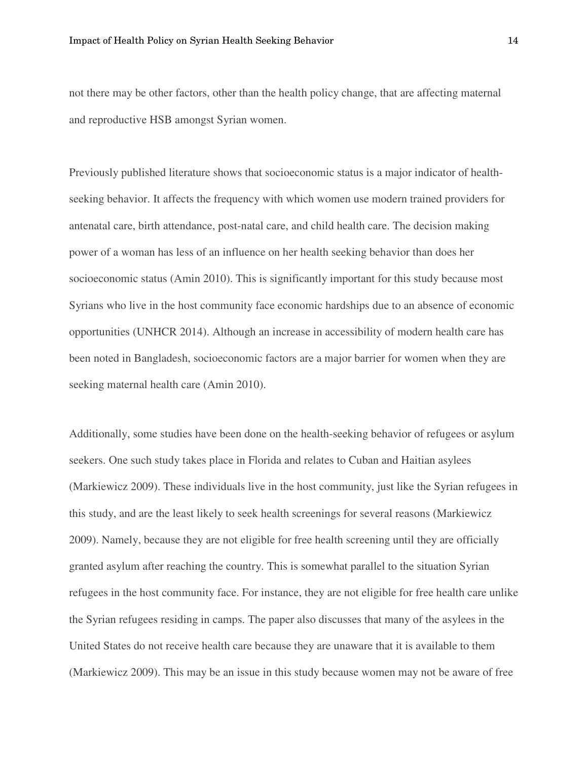not there may be other factors, other than the health policy change, that are affecting maternal and reproductive HSB amongst Syrian women.

Previously published literature shows that socioeconomic status is a major indicator of health-seeking behavior. It affects the frequency with which women use modern trained providers for antenatal care, birth attendance, post-natal care, and child health care. The decision making power of a woman has less of an influence on her health seeking behavior than does her socioeconomic status (Amin 2010). This is significantly important for this study because most Syrians who live in the host community face economic hardships due to an absence of economic opportunities (UNHCR 2014). Although an increase in accessibility of modern health care has been noted in Bangladesh, socioeconomic factors are a major barrier for women when they are seeking maternal health care (Amin 2010).

Additionally, some studies have been done on the health-seeking behavior of refugees or asylum seekers. One such study takes place in Florida and relates to Cuban and Haitian asylees (Markiewicz 2009). These individuals live in the host community, just like the Syrian refugees in this study, and are the least likely to seek health screenings for several reasons (Markiewicz 2009). Namely, because they are not eligible for free health screening until they are officially granted asylum after reaching the country. This is somewhat parallel to the situation Syrian refugees in the host community face. For instance, they are not eligible for free health care unlike the Syrian refugees residing in camps. The paper also discusses that many of the asylees in the United States do not receive health care because they are unaware that it is available to them (Markiewicz 2009). This may be an issue in this study because women may not be aware of free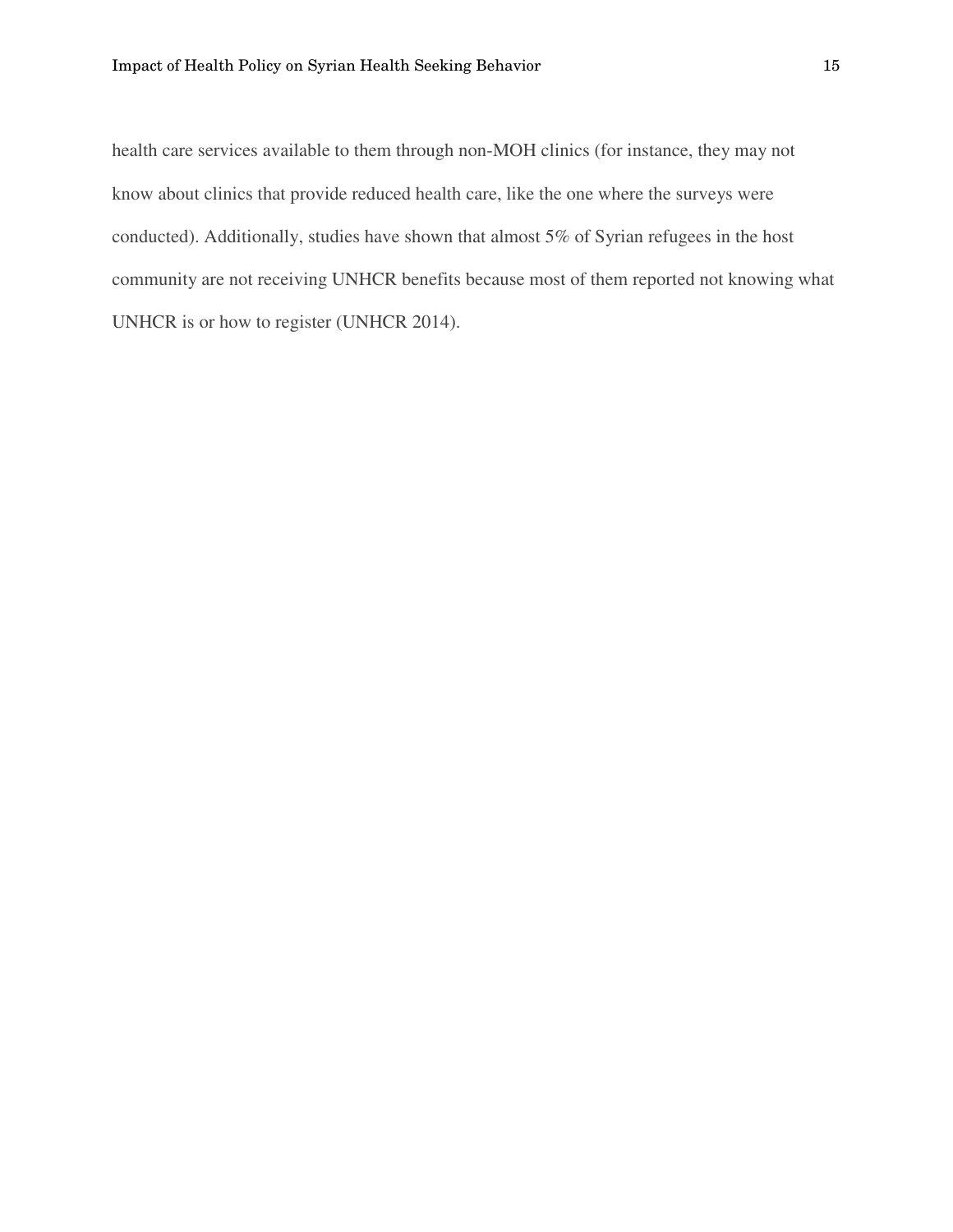health care services available to them through non-MOH clinics (for instance, they may not know about clinics that provide reduced health care, like the one where the surveys were conducted). Additionally, studies have shown that almost 5% of Syrian refugees in the host community are not receiving UNHCR benefits because most of them reported not knowing what UNHCR is or how to register (UNHCR 2014).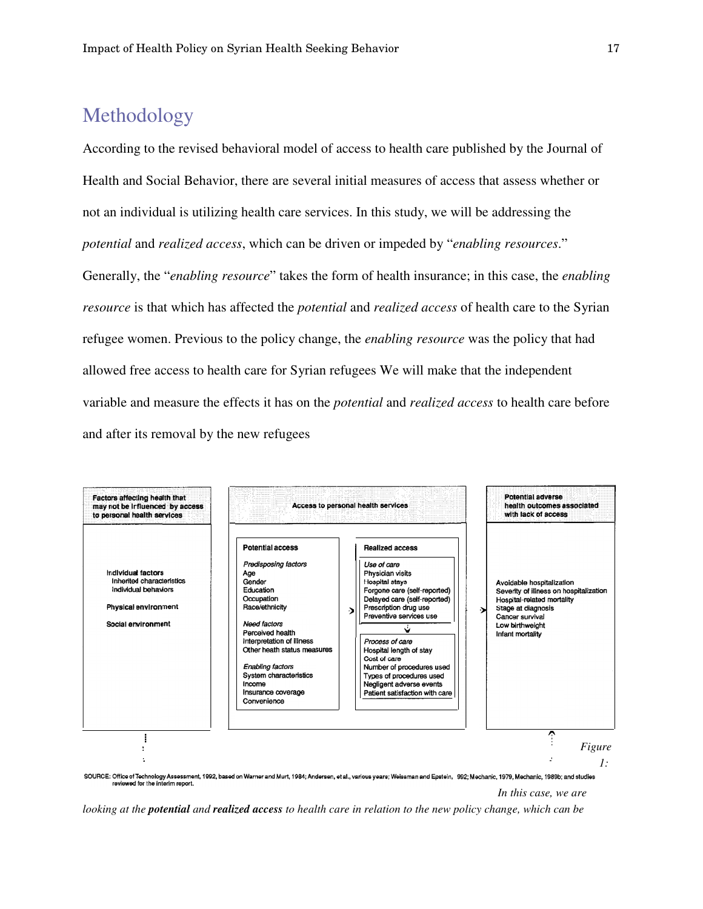# Methodology

According to the revised behavioral model of access to health care published by the Journal of Health and Social Behavior, there are several initial measures of access that assess whether or not an individual is utilizing health care services. In this study, we will be addressing the *potential* and *realized access*, which can be driven or impeded by "*enabling resources*." Generally, the "*enabling resource*" takes the form of health insurance; in this case, the *enabling resource* is that which has affected the *potential* and *realized access* of health care to the Syrian refugee women. Previous to the policy change, the *enabling resource* was the policy that had allowed free access to health care for Syrian refugees We will make that the independent variable and measure the effects it has on the *potential* and *realized access* to health care before and after its removal by the new refugees

| Factors affecting health that may not be influenced by access to personal health services | Access to personal health services | | Potential adverse health outcomes associated with lack of access |
|---|---|---|---|
| | **Potential access** | **Realized access** | |
| Individual factors<br>Inherited characteristics<br>Individual behaviors<br><br>Physical environment<br><br>Social environment | *Predisposing factors*<br>Age<br>Gender<br>Education<br>Occupation<br>Race/ethnicity<br><br>*Need factors*<br>Perceived health<br>Interpretation of illness<br>Other heath status measures<br><br>*Enabling factors*<br>System characteristics<br>Income<br>Insurance coverage<br>Convenience | *Use of care*<br>Physician visits<br>Hospital stays<br>Forgone care (self-reported)<br>Delayed care (self-reported)<br>Prescription drug use<br>Preventive services use<br><br>*Process of care*<br>Hospital length of stay<br>Cost of care<br>Number of procedures used<br>Types of procedures used<br>Negligent adverse events<br>Patient satisfaction with care | Avoidable hospitalization<br>Severity of illness on hospitalization<br>Hospital-related mortality<br>Stage at diagnosis<br>Cancer survival<br>Low birthweight<br>Infant mortality |

SOURCE: Office of Technology Assessment, 1992, based on Warner and Murt, 1984; Andersen, et al., various years; Weissman and Epstein, 992; Mechanic, 1979, Mechanic, 1989b; and studies reviewed for the interim report.

*Figure 1: In this case, we are looking at the* ***potential*** *and* ***realized access*** *to health care in relation to the new policy change, which can be*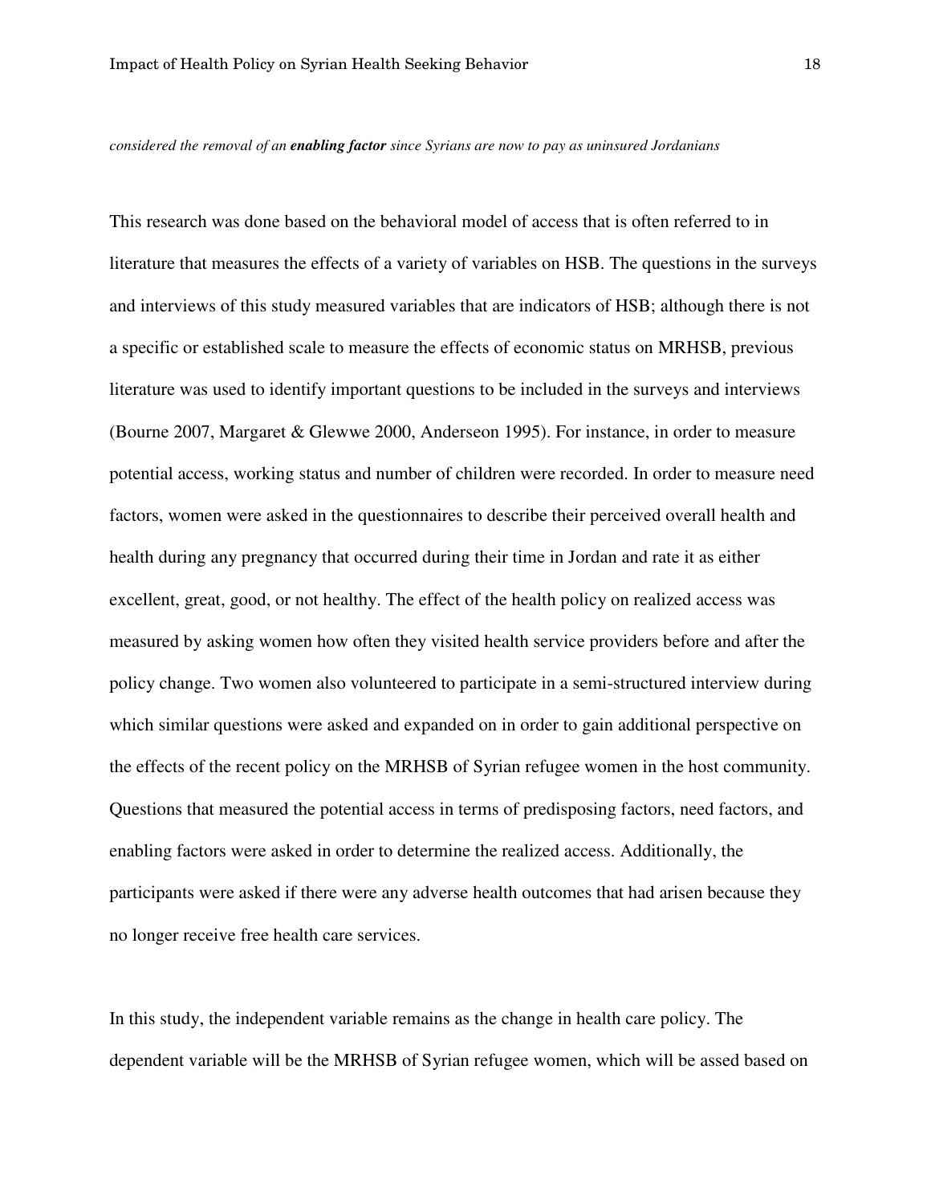*considered the removal of an **enabling factor** since Syrians are now to pay as uninsured Jordanians*

This research was done based on the behavioral model of access that is often referred to in literature that measures the effects of a variety of variables on HSB. The questions in the surveys and interviews of this study measured variables that are indicators of HSB; although there is not a specific or established scale to measure the effects of economic status on MRHSB, previous literature was used to identify important questions to be included in the surveys and interviews (Bourne 2007, Margaret & Glewwe 2000, Anderseon 1995). For instance, in order to measure potential access, working status and number of children were recorded. In order to measure need factors, women were asked in the questionnaires to describe their perceived overall health and health during any pregnancy that occurred during their time in Jordan and rate it as either excellent, great, good, or not healthy. The effect of the health policy on realized access was measured by asking women how often they visited health service providers before and after the policy change. Two women also volunteered to participate in a semi-structured interview during which similar questions were asked and expanded on in order to gain additional perspective on the effects of the recent policy on the MRHSB of Syrian refugee women in the host community. Questions that measured the potential access in terms of predisposing factors, need factors, and enabling factors were asked in order to determine the realized access. Additionally, the participants were asked if there were any adverse health outcomes that had arisen because they no longer receive free health care services.

In this study, the independent variable remains as the change in health care policy. The dependent variable will be the MRHSB of Syrian refugee women, which will be assed based on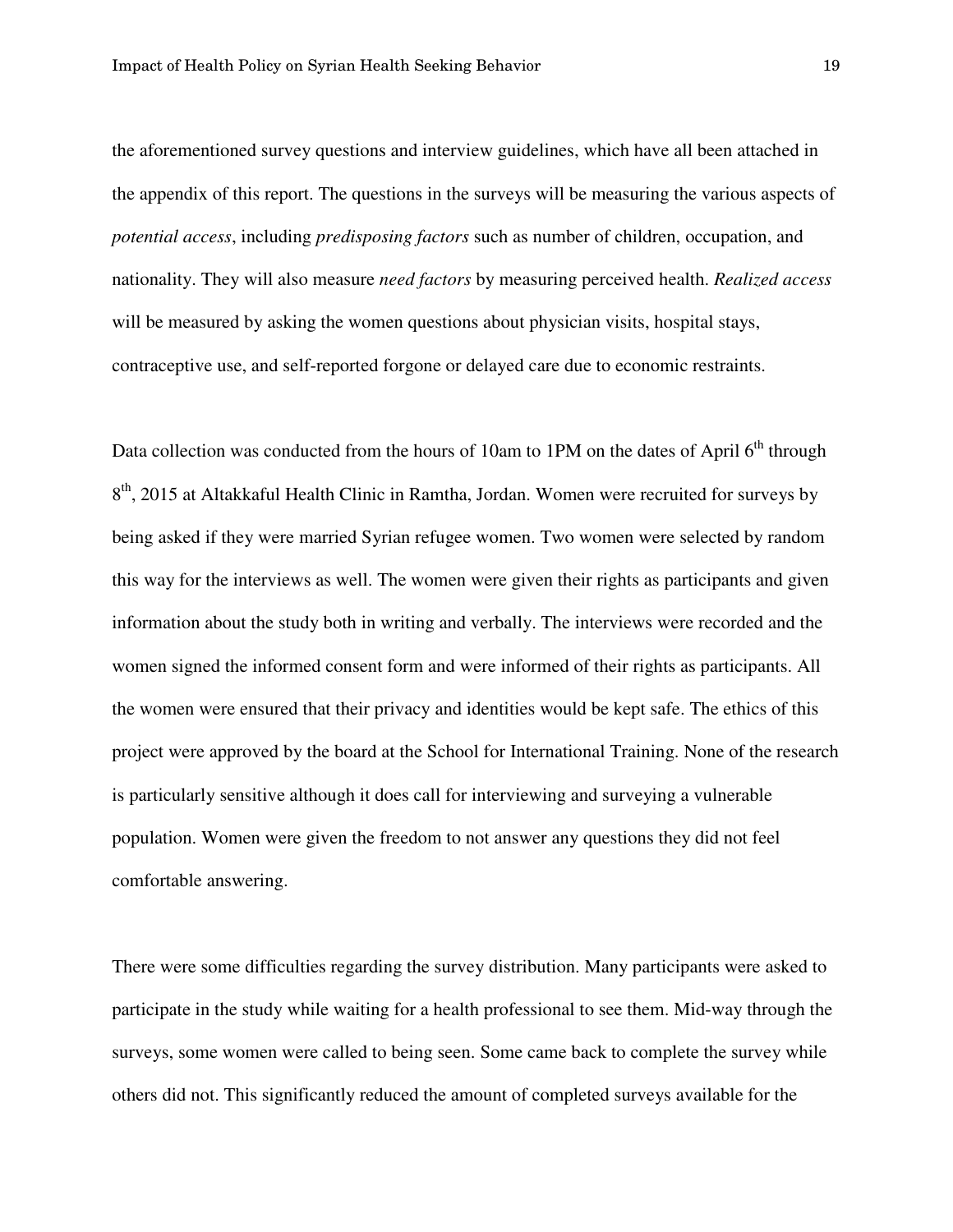the aforementioned survey questions and interview guidelines, which have all been attached in the appendix of this report. The questions in the surveys will be measuring the various aspects of *potential access*, including *predisposing factors* such as number of children, occupation, and nationality. They will also measure *need factors* by measuring perceived health. *Realized access* will be measured by asking the women questions about physician visits, hospital stays, contraceptive use, and self-reported forgone or delayed care due to economic restraints.

Data collection was conducted from the hours of 10am to 1PM on the dates of April 6th through 8th, 2015 at Altakkaful Health Clinic in Ramtha, Jordan. Women were recruited for surveys by being asked if they were married Syrian refugee women. Two women were selected by random this way for the interviews as well. The women were given their rights as participants and given information about the study both in writing and verbally. The interviews were recorded and the women signed the informed consent form and were informed of their rights as participants. All the women were ensured that their privacy and identities would be kept safe. The ethics of this project were approved by the board at the School for International Training. None of the research is particularly sensitive although it does call for interviewing and surveying a vulnerable population. Women were given the freedom to not answer any questions they did not feel comfortable answering.

There were some difficulties regarding the survey distribution. Many participants were asked to participate in the study while waiting for a health professional to see them. Mid-way through the surveys, some women were called to being seen. Some came back to complete the survey while others did not. This significantly reduced the amount of completed surveys available for the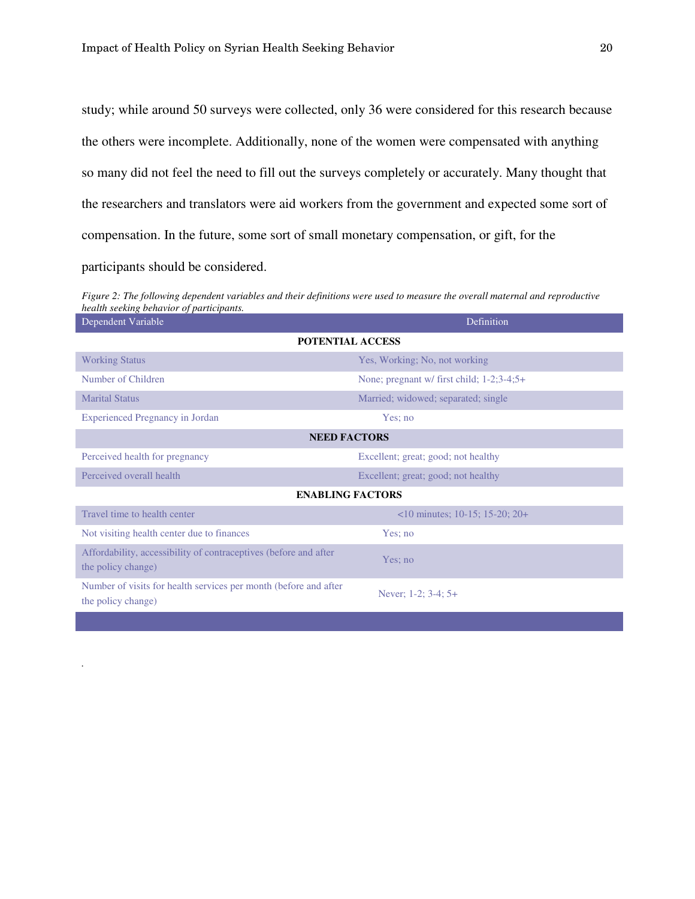study; while around 50 surveys were collected, only 36 were considered for this research because the others were incomplete. Additionally, none of the women were compensated with anything so many did not feel the need to fill out the surveys completely or accurately. Many thought that the researchers and translators were aid workers from the government and expected some sort of compensation. In the future, some sort of small monetary compensation, or gift, for the participants should be considered.

*Figure 2: The following dependent variables and their definitions were used to measure the overall maternal and reproductive health seeking behavior of participants.*

| Dependent Variable | Definition |
|---|---|
| **POTENTIAL ACCESS** | |
| Working Status | Yes, Working; No, not working |
| Number of Children | None; pregnant w/ first child; 1-2;3-4;5+ |
| Marital Status | Married; widowed; separated; single |
| Experienced Pregnancy in Jordan | Yes; no |
| **NEED FACTORS** | |
| Perceived health for pregnancy | Excellent; great; good; not healthy |
| Perceived overall health | Excellent; great; good; not healthy |
| **ENABLING FACTORS** | |
| Travel time to health center | <10 minutes; 10-15; 15-20; 20+ |
| Not visiting health center due to finances | Yes; no |
| Affordability, accessibility of contraceptives (before and after the policy change) | Yes; no |
| Number of visits for health services per month (before and after the policy change) | Never; 1-2; 3-4; 5+ |

.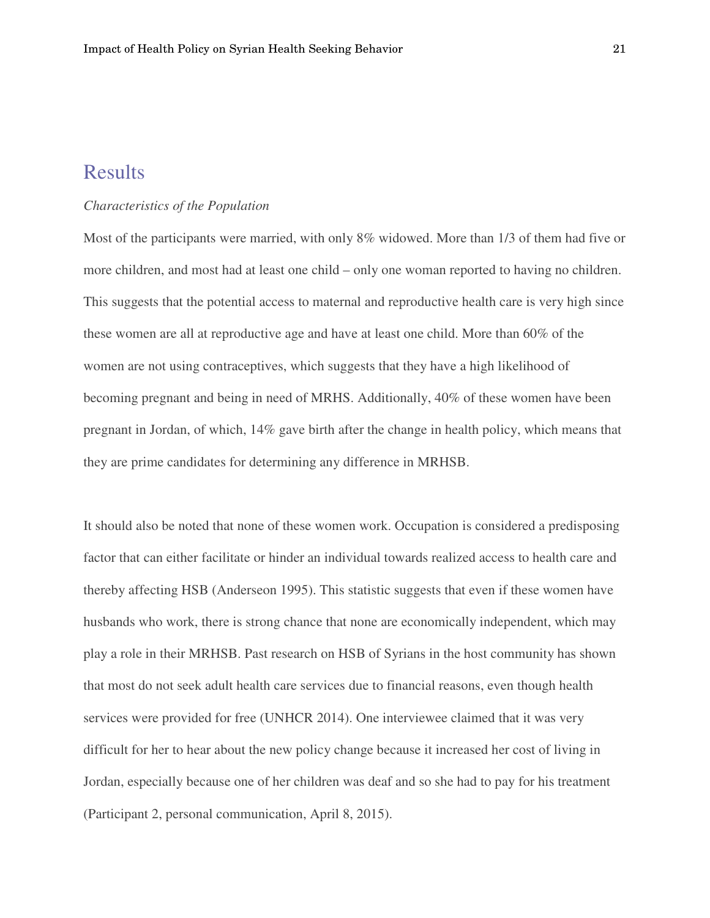## Results

*Characteristics of the Population*

Most of the participants were married, with only 8% widowed. More than 1/3 of them had five or more children, and most had at least one child – only one woman reported to having no children. This suggests that the potential access to maternal and reproductive health care is very high since these women are all at reproductive age and have at least one child. More than 60% of the women are not using contraceptives, which suggests that they have a high likelihood of becoming pregnant and being in need of MRHS. Additionally, 40% of these women have been pregnant in Jordan, of which, 14% gave birth after the change in health policy, which means that they are prime candidates for determining any difference in MRHSB.

It should also be noted that none of these women work. Occupation is considered a predisposing factor that can either facilitate or hinder an individual towards realized access to health care and thereby affecting HSB (Anderseon 1995). This statistic suggests that even if these women have husbands who work, there is strong chance that none are economically independent, which may play a role in their MRHSB. Past research on HSB of Syrians in the host community has shown that most do not seek adult health care services due to financial reasons, even though health services were provided for free (UNHCR 2014). One interviewee claimed that it was very difficult for her to hear about the new policy change because it increased her cost of living in Jordan, especially because one of her children was deaf and so she had to pay for his treatment (Participant 2, personal communication, April 8, 2015).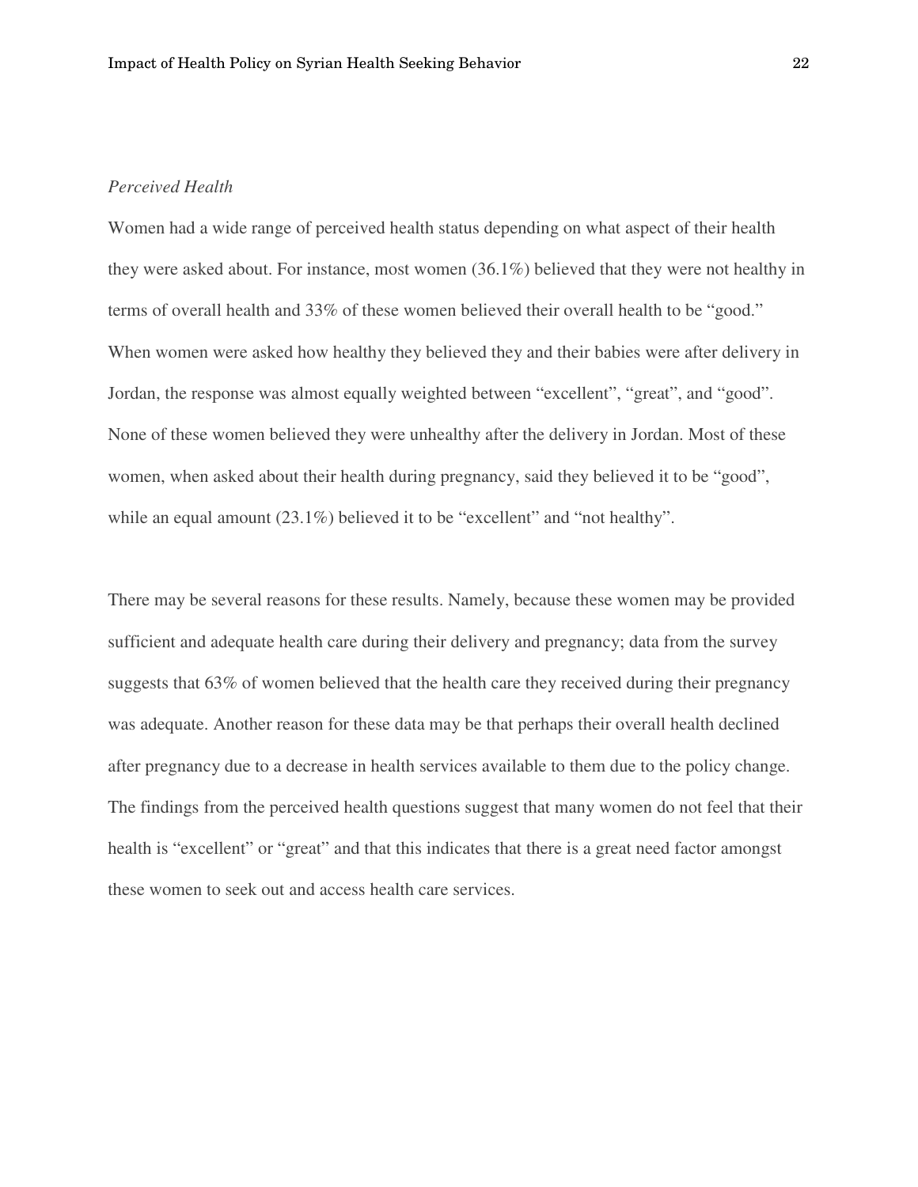*Perceived Health*

Women had a wide range of perceived health status depending on what aspect of their health they were asked about. For instance, most women (36.1%) believed that they were not healthy in terms of overall health and 33% of these women believed their overall health to be "good." When women were asked how healthy they believed they and their babies were after delivery in Jordan, the response was almost equally weighted between "excellent", "great", and "good". None of these women believed they were unhealthy after the delivery in Jordan. Most of these women, when asked about their health during pregnancy, said they believed it to be "good", while an equal amount (23.1%) believed it to be "excellent" and "not healthy".

There may be several reasons for these results. Namely, because these women may be provided sufficient and adequate health care during their delivery and pregnancy; data from the survey suggests that 63% of women believed that the health care they received during their pregnancy was adequate. Another reason for these data may be that perhaps their overall health declined after pregnancy due to a decrease in health services available to them due to the policy change. The findings from the perceived health questions suggest that many women do not feel that their health is "excellent" or "great" and that this indicates that there is a great need factor amongst these women to seek out and access health care services.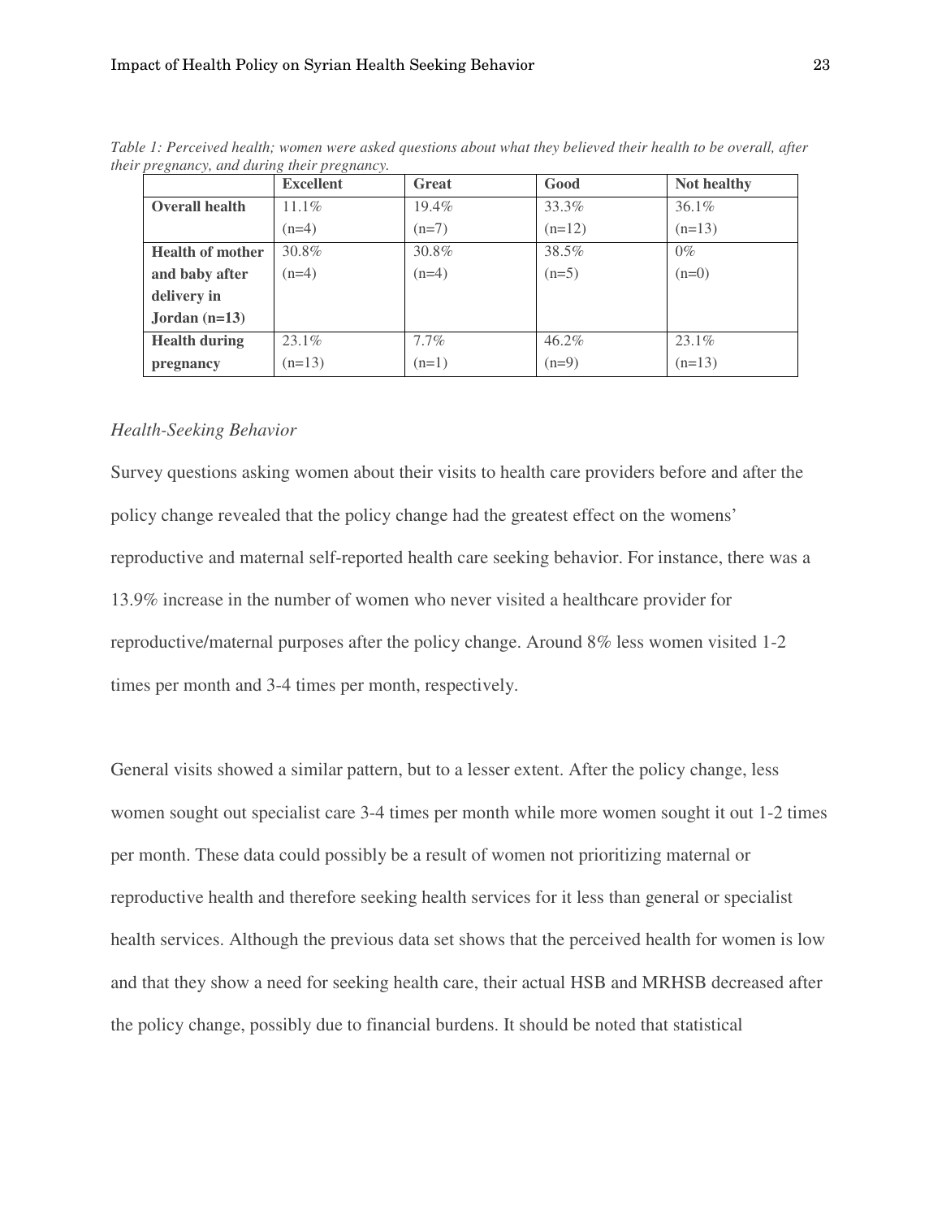*Table 1: Perceived health; women were asked questions about what they believed their health to be overall, after their pregnancy, and during their pregnancy.*

| | Excellent | Great | Good | Not healthy |
|---|---|---|---|---|
| **Overall health** | 11.1% (n=4) | 19.4% (n=7) | 33.3% (n=12) | 36.1% (n=13) |
| **Health of mother and baby after delivery in Jordan (n=13)** | 30.8% (n=4) | 30.8% (n=4) | 38.5% (n=5) | 0% (n=0) |
| **Health during pregnancy** | 23.1% (n=13) | 7.7% (n=1) | 46.2% (n=9) | 23.1% (n=13) |

### *Health-Seeking Behavior*

Survey questions asking women about their visits to health care providers before and after the policy change revealed that the policy change had the greatest effect on the womens' reproductive and maternal self-reported health care seeking behavior. For instance, there was a 13.9% increase in the number of women who never visited a healthcare provider for reproductive/maternal purposes after the policy change. Around 8% less women visited 1-2 times per month and 3-4 times per month, respectively.

General visits showed a similar pattern, but to a lesser extent. After the policy change, less women sought out specialist care 3-4 times per month while more women sought it out 1-2 times per month. These data could possibly be a result of women not prioritizing maternal or reproductive health and therefore seeking health services for it less than general or specialist health services. Although the previous data set shows that the perceived health for women is low and that they show a need for seeking health care, their actual HSB and MRHSB decreased after the policy change, possibly due to financial burdens. It should be noted that statistical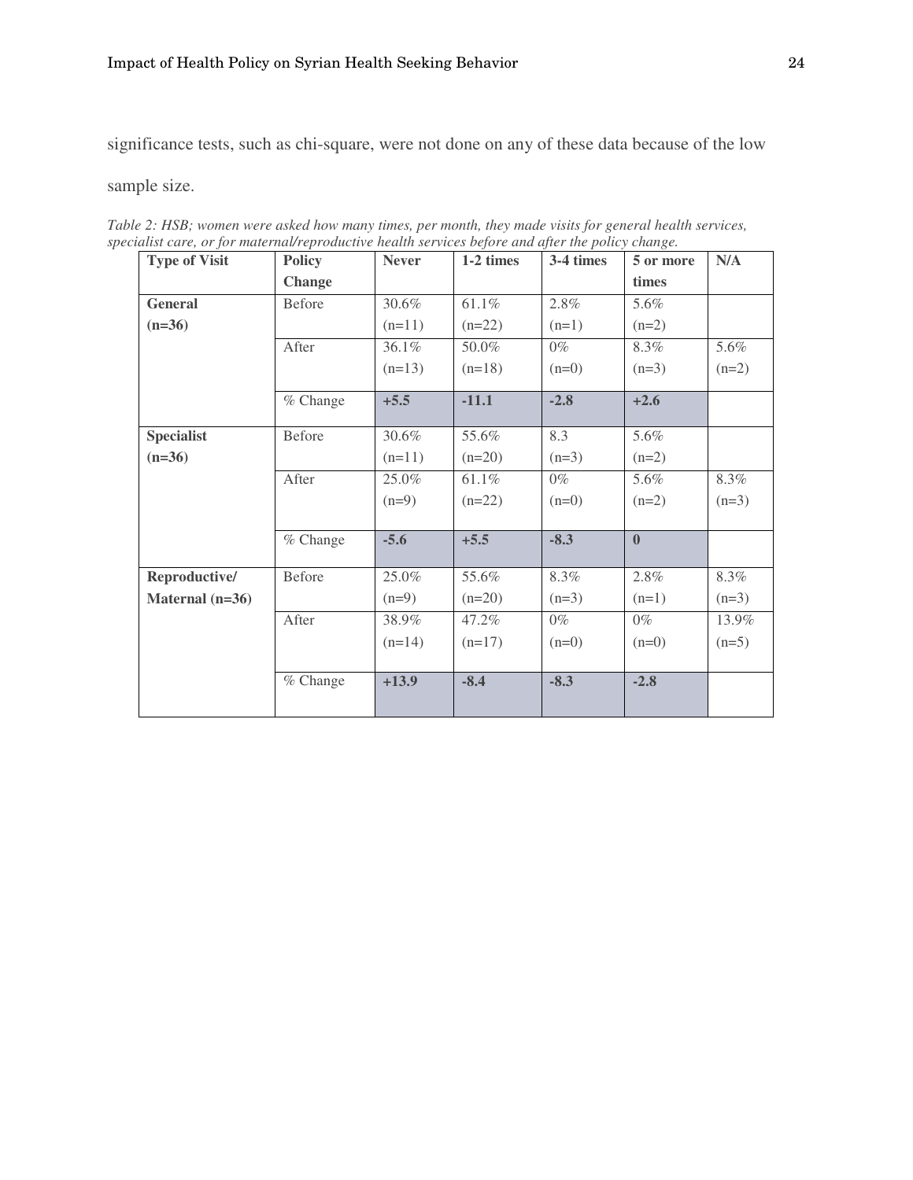significance tests, such as chi-square, were not done on any of these data because of the low sample size.

*Table 2: HSB; women were asked how many times, per month, they made visits for general health services, specialist care, or for maternal/reproductive health services before and after the policy change.*

| Type of Visit | Policy Change | Never | 1-2 times | 3-4 times | 5 or more times | N/A |
|---|---|---|---|---|---|---|
| **General (n=36)** | Before | 30.6% (n=11) | 61.1% (n=22) | 2.8% (n=1) | 5.6% (n=2) | |
| | After | 36.1% (n=13) | 50.0% (n=18) | 0% (n=0) | 8.3% (n=3) | 5.6% (n=2) |
| | % Change | **+5.5** | **-11.1** | **-2.8** | **+2.6** | |
| **Specialist (n=36)** | Before | 30.6% (n=11) | 55.6% (n=20) | 8.3 (n=3) | 5.6% (n=2) | |
| | After | 25.0% (n=9) | 61.1% (n=22) | 0% (n=0) | 5.6% (n=2) | 8.3% (n=3) |
| | % Change | **-5.6** | **+5.5** | **-8.3** | **0** | |
| **Reproductive/ Maternal (n=36)** | Before | 25.0% (n=9) | 55.6% (n=20) | 8.3% (n=3) | 2.8% (n=1) | 8.3% (n=3) |
| | After | 38.9% (n=14) | 47.2% (n=17) | 0% (n=0) | 0% (n=0) | 13.9% (n=5) |
| | % Change | **+13.9** | **-8.4** | **-8.3** | **-2.8** | |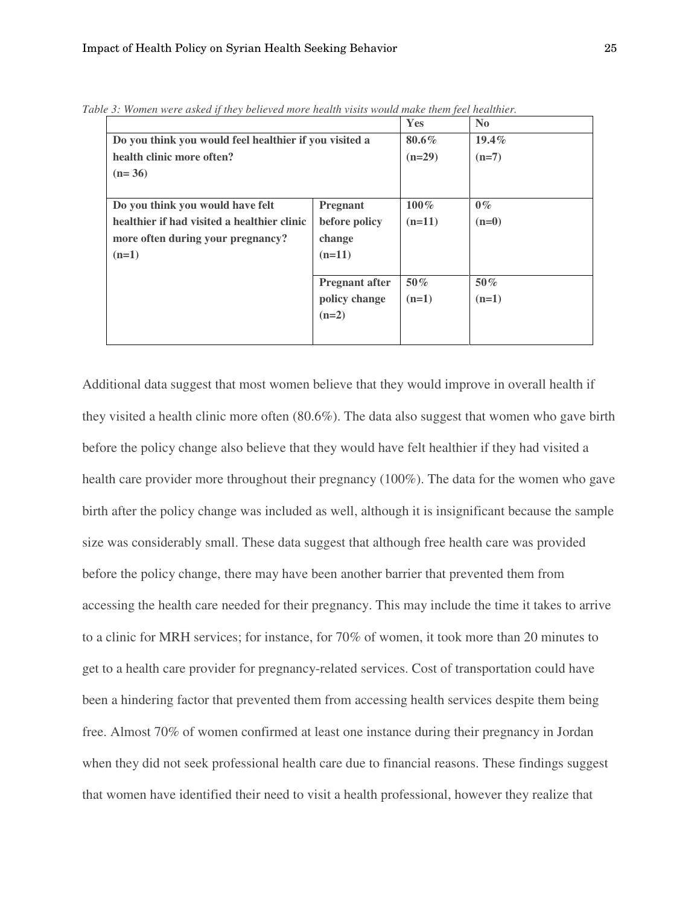*Table 3: Women were asked if they believed more health visits would make them feel healthier.*

| | | Yes | No |
|---|---|---|---|
| **Do you think you would feel healthier if you visited a health clinic more often? (n= 36)** | | **80.6% (n=29)** | **19.4% (n=7)** |
| **Do you think you would have felt healthier if had visited a healthier clinic more often during your pregnancy? (n=1)** | **Pregnant before policy change (n=11)** | **100% (n=11)** | **0% (n=0)** |
| | **Pregnant after policy change (n=2)** | **50% (n=1)** | **50% (n=1)** |

Additional data suggest that most women believe that they would improve in overall health if they visited a health clinic more often (80.6%). The data also suggest that women who gave birth before the policy change also believe that they would have felt healthier if they had visited a health care provider more throughout their pregnancy (100%). The data for the women who gave birth after the policy change was included as well, although it is insignificant because the sample size was considerably small. These data suggest that although free health care was provided before the policy change, there may have been another barrier that prevented them from accessing the health care needed for their pregnancy. This may include the time it takes to arrive to a clinic for MRH services; for instance, for 70% of women, it took more than 20 minutes to get to a health care provider for pregnancy-related services. Cost of transportation could have been a hindering factor that prevented them from accessing health services despite them being free. Almost 70% of women confirmed at least one instance during their pregnancy in Jordan when they did not seek professional health care due to financial reasons. These findings suggest that women have identified their need to visit a health professional, however they realize that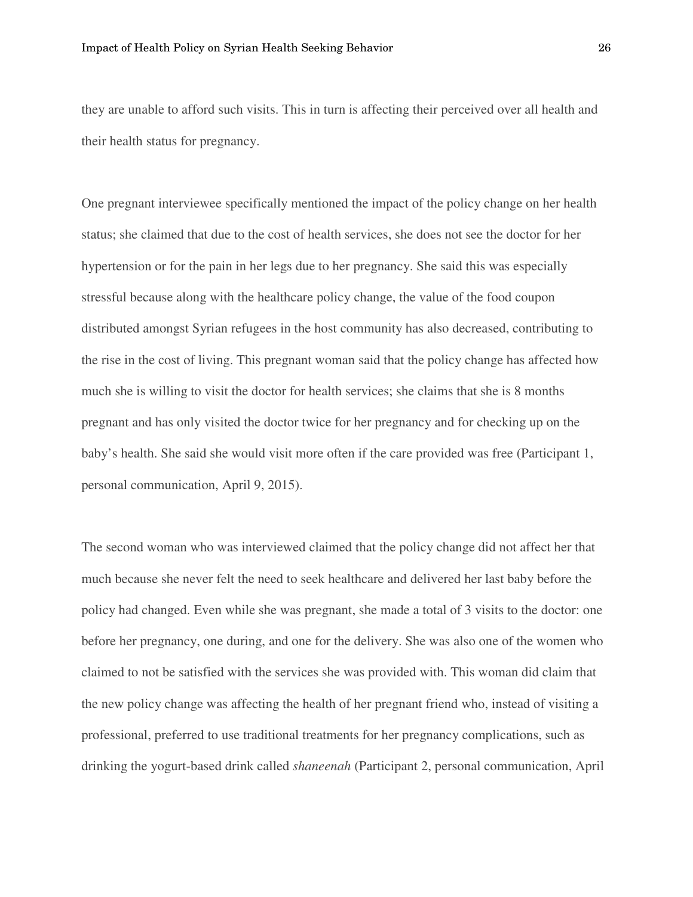they are unable to afford such visits. This in turn is affecting their perceived over all health and their health status for pregnancy.

One pregnant interviewee specifically mentioned the impact of the policy change on her health status; she claimed that due to the cost of health services, she does not see the doctor for her hypertension or for the pain in her legs due to her pregnancy. She said this was especially stressful because along with the healthcare policy change, the value of the food coupon distributed amongst Syrian refugees in the host community has also decreased, contributing to the rise in the cost of living. This pregnant woman said that the policy change has affected how much she is willing to visit the doctor for health services; she claims that she is 8 months pregnant and has only visited the doctor twice for her pregnancy and for checking up on the baby's health. She said she would visit more often if the care provided was free (Participant 1, personal communication, April 9, 2015).

The second woman who was interviewed claimed that the policy change did not affect her that much because she never felt the need to seek healthcare and delivered her last baby before the policy had changed. Even while she was pregnant, she made a total of 3 visits to the doctor: one before her pregnancy, one during, and one for the delivery. She was also one of the women who claimed to not be satisfied with the services she was provided with. This woman did claim that the new policy change was affecting the health of her pregnant friend who, instead of visiting a professional, preferred to use traditional treatments for her pregnancy complications, such as drinking the yogurt-based drink called *shaneenah* (Participant 2, personal communication, April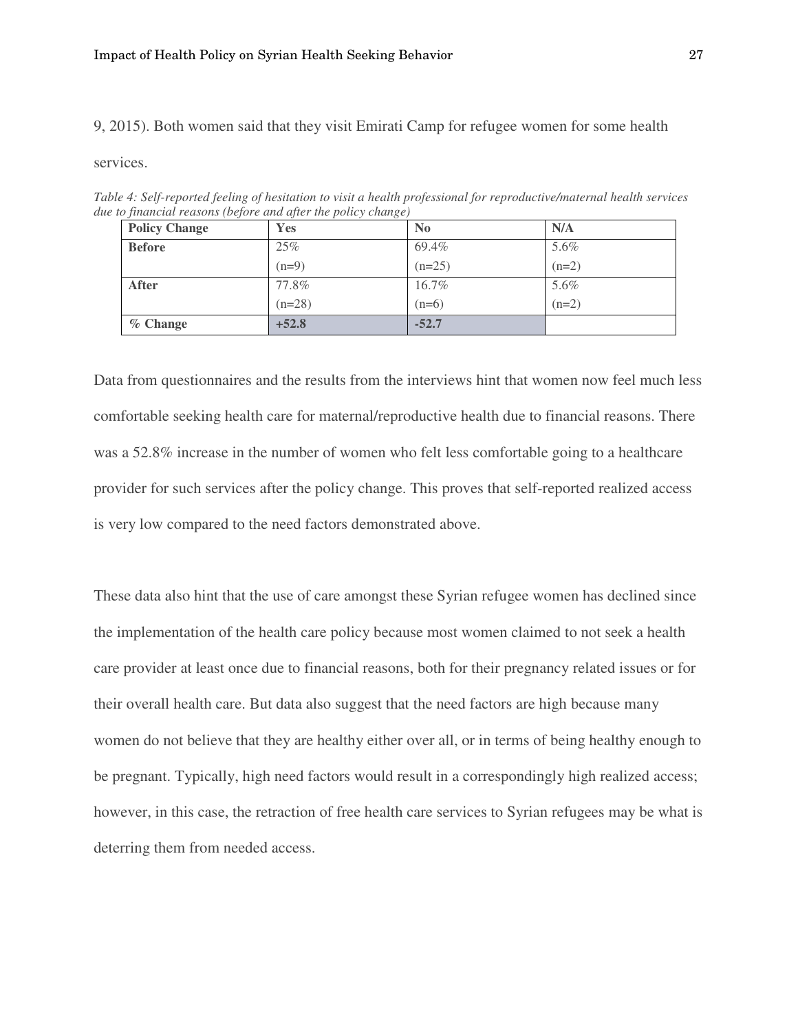9, 2015). Both women said that they visit Emirati Camp for refugee women for some health services.

*Table 4: Self-reported feeling of hesitation to visit a health professional for reproductive/maternal health services due to financial reasons (before and after the policy change)*

| Policy Change | Yes | No | N/A |
|---|---|---|---|
| **Before** | 25% (n=9) | 69.4% (n=25) | 5.6% (n=2) |
| **After** | 77.8% (n=28) | 16.7% (n=6) | 5.6% (n=2) |
| **% Change** | **+52.8** | **-52.7** | |

Data from questionnaires and the results from the interviews hint that women now feel much less comfortable seeking health care for maternal/reproductive health due to financial reasons. There was a 52.8% increase in the number of women who felt less comfortable going to a healthcare provider for such services after the policy change. This proves that self-reported realized access is very low compared to the need factors demonstrated above.

These data also hint that the use of care amongst these Syrian refugee women has declined since the implementation of the health care policy because most women claimed to not seek a health care provider at least once due to financial reasons, both for their pregnancy related issues or for their overall health care. But data also suggest that the need factors are high because many women do not believe that they are healthy either over all, or in terms of being healthy enough to be pregnant. Typically, high need factors would result in a correspondingly high realized access; however, in this case, the retraction of free health care services to Syrian refugees may be what is deterring them from needed access.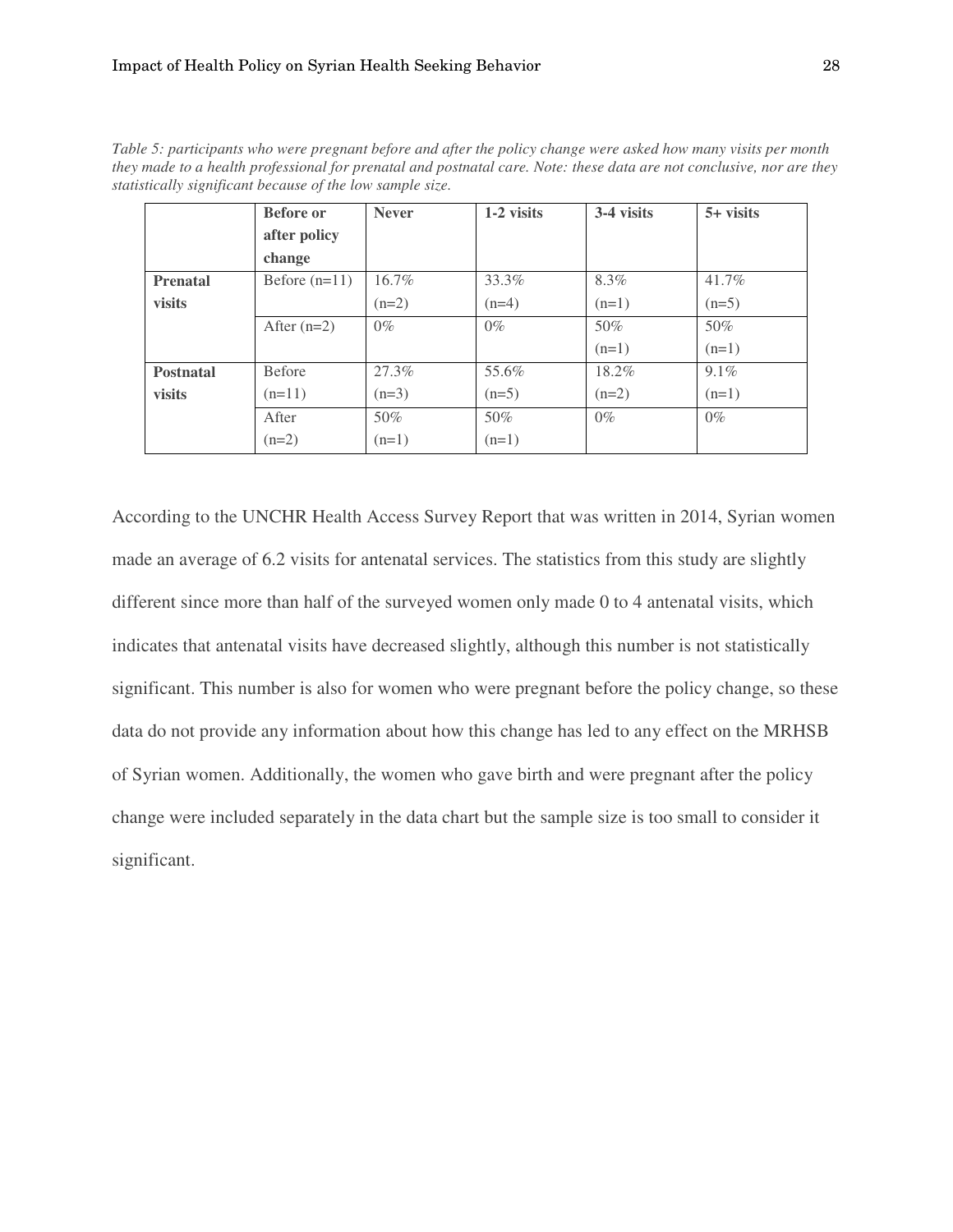*Table 5: participants who were pregnant before and after the policy change were asked how many visits per month they made to a health professional for prenatal and postnatal care. Note: these data are not conclusive, nor are they statistically significant because of the low sample size.*

| | **Before or after policy change** | **Never** | **1-2 visits** | **3-4 visits** | **5+ visits** |
|---|---|---|---|---|---|
| **Prenatal visits** | Before (n=11) | 16.7% (n=2) | 33.3% (n=4) | 8.3% (n=1) | 41.7% (n=5) |
| | After (n=2) | 0% | 0% | 50% (n=1) | 50% (n=1) |
| **Postnatal visits** | Before (n=11) | 27.3% (n=3) | 55.6% (n=5) | 18.2% (n=2) | 9.1% (n=1) |
| | After (n=2) | 50% (n=1) | 50% (n=1) | 0% | 0% |

According to the UNCHR Health Access Survey Report that was written in 2014, Syrian women made an average of 6.2 visits for antenatal services. The statistics from this study are slightly different since more than half of the surveyed women only made 0 to 4 antenatal visits, which indicates that antenatal visits have decreased slightly, although this number is not statistically significant. This number is also for women who were pregnant before the policy change, so these data do not provide any information about how this change has led to any effect on the MRHSB of Syrian women. Additionally, the women who gave birth and were pregnant after the policy change were included separately in the data chart but the sample size is too small to consider it significant.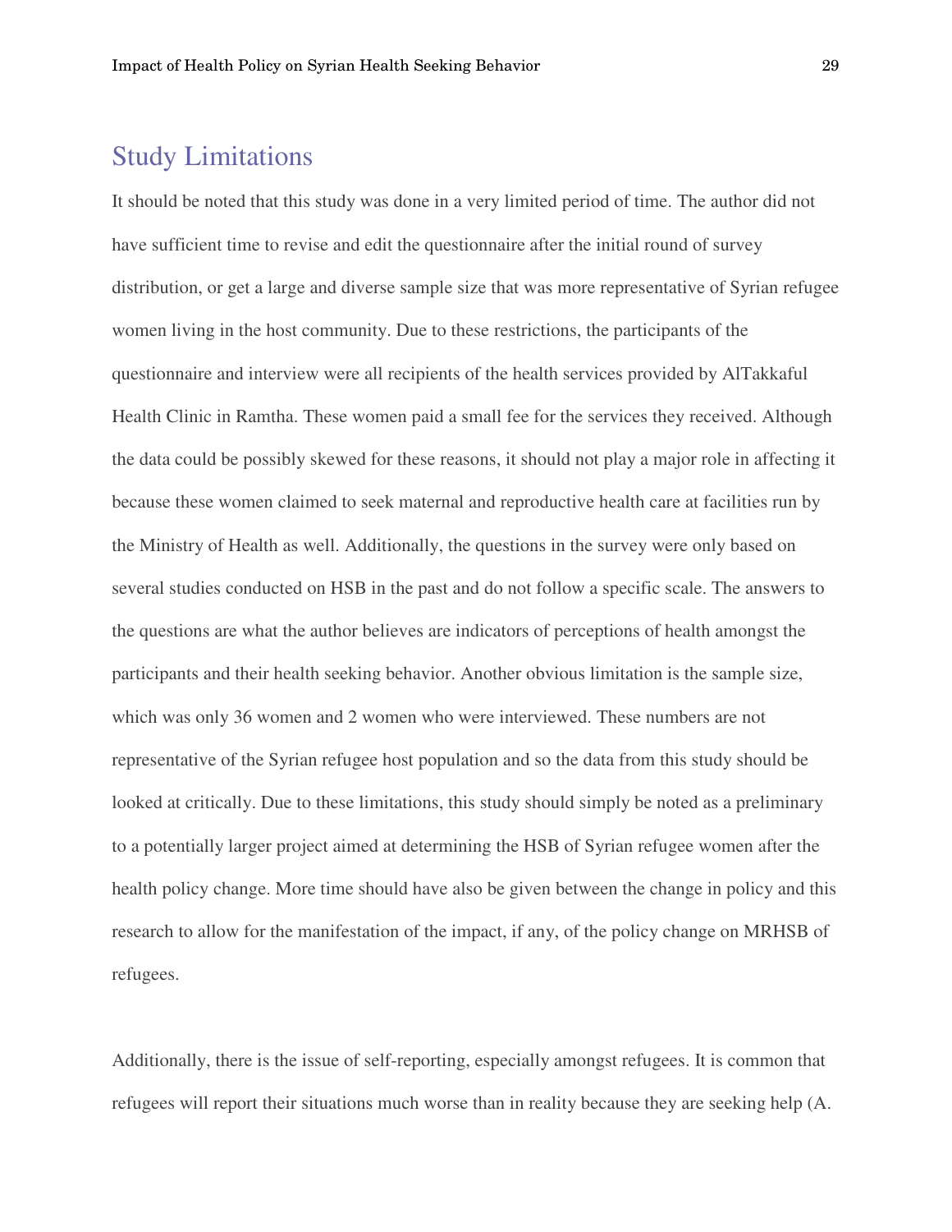## Study Limitations

It should be noted that this study was done in a very limited period of time. The author did not have sufficient time to revise and edit the questionnaire after the initial round of survey distribution, or get a large and diverse sample size that was more representative of Syrian refugee women living in the host community. Due to these restrictions, the participants of the questionnaire and interview were all recipients of the health services provided by AlTakkaful Health Clinic in Ramtha. These women paid a small fee for the services they received. Although the data could be possibly skewed for these reasons, it should not play a major role in affecting it because these women claimed to seek maternal and reproductive health care at facilities run by the Ministry of Health as well. Additionally, the questions in the survey were only based on several studies conducted on HSB in the past and do not follow a specific scale. The answers to the questions are what the author believes are indicators of perceptions of health amongst the participants and their health seeking behavior. Another obvious limitation is the sample size, which was only 36 women and 2 women who were interviewed. These numbers are not representative of the Syrian refugee host population and so the data from this study should be looked at critically. Due to these limitations, this study should simply be noted as a preliminary to a potentially larger project aimed at determining the HSB of Syrian refugee women after the health policy change. More time should have also be given between the change in policy and this research to allow for the manifestation of the impact, if any, of the policy change on MRHSB of refugees.

Additionally, there is the issue of self-reporting, especially amongst refugees. It is common that refugees will report their situations much worse than in reality because they are seeking help (A.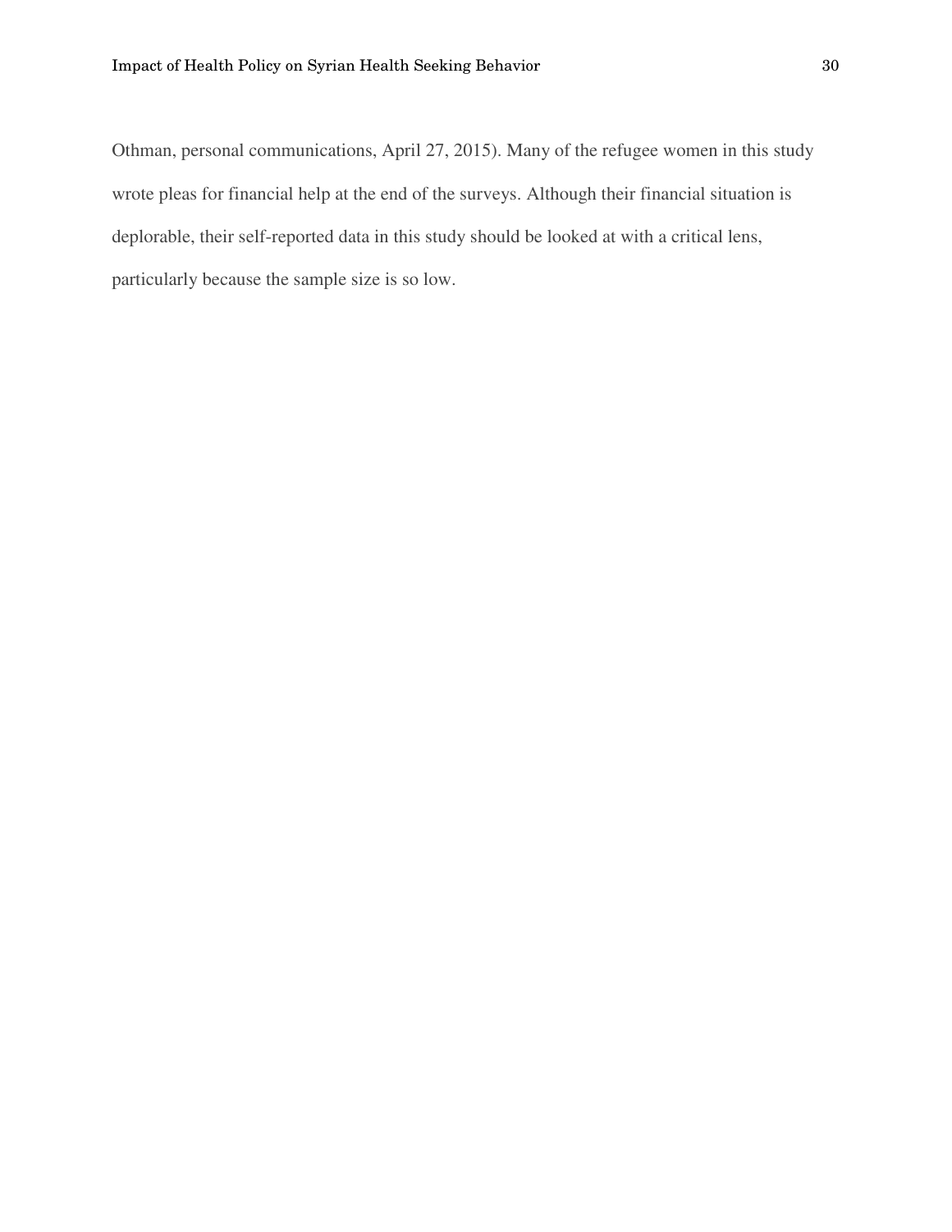Othman, personal communications, April 27, 2015). Many of the refugee women in this study wrote pleas for financial help at the end of the surveys. Although their financial situation is deplorable, their self-reported data in this study should be looked at with a critical lens, particularly because the sample size is so low.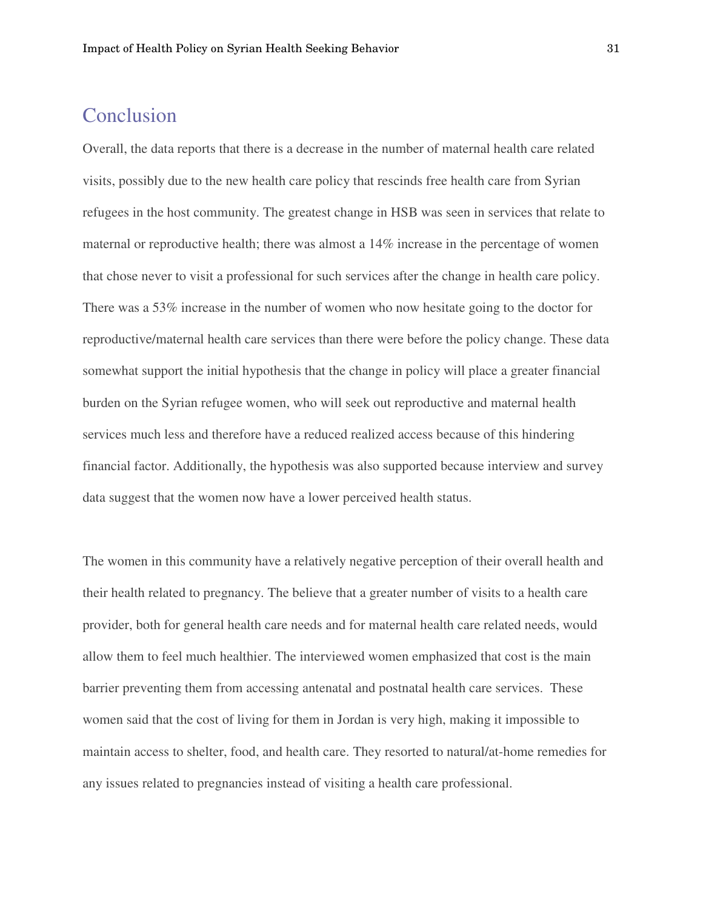## Conclusion

Overall, the data reports that there is a decrease in the number of maternal health care related visits, possibly due to the new health care policy that rescinds free health care from Syrian refugees in the host community. The greatest change in HSB was seen in services that relate to maternal or reproductive health; there was almost a 14% increase in the percentage of women that chose never to visit a professional for such services after the change in health care policy. There was a 53% increase in the number of women who now hesitate going to the doctor for reproductive/maternal health care services than there were before the policy change. These data somewhat support the initial hypothesis that the change in policy will place a greater financial burden on the Syrian refugee women, who will seek out reproductive and maternal health services much less and therefore have a reduced realized access because of this hindering financial factor. Additionally, the hypothesis was also supported because interview and survey data suggest that the women now have a lower perceived health status.

The women in this community have a relatively negative perception of their overall health and their health related to pregnancy. The believe that a greater number of visits to a health care provider, both for general health care needs and for maternal health care related needs, would allow them to feel much healthier. The interviewed women emphasized that cost is the main barrier preventing them from accessing antenatal and postnatal health care services. These women said that the cost of living for them in Jordan is very high, making it impossible to maintain access to shelter, food, and health care. They resorted to natural/at-home remedies for any issues related to pregnancies instead of visiting a health care professional.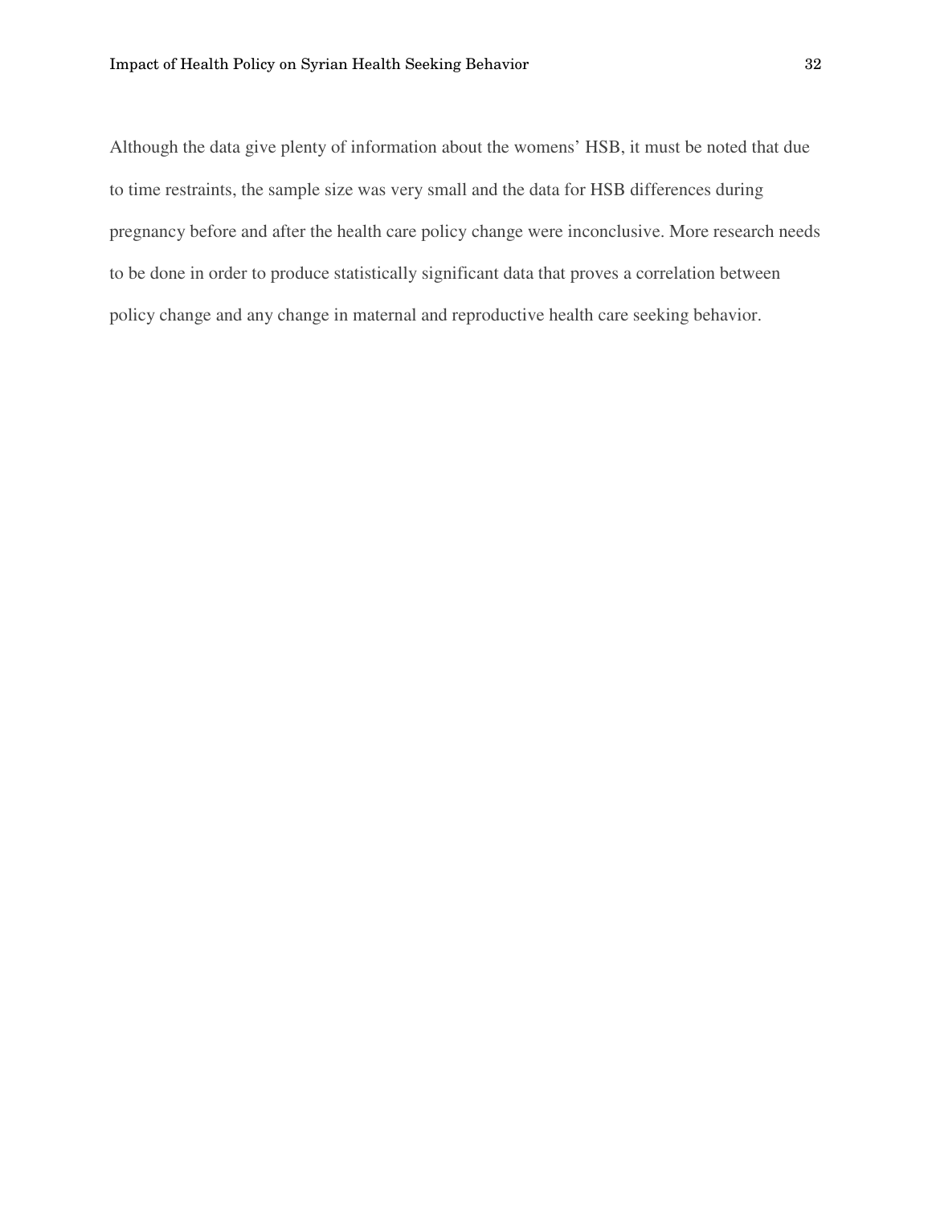Although the data give plenty of information about the womens' HSB, it must be noted that due to time restraints, the sample size was very small and the data for HSB differences during pregnancy before and after the health care policy change were inconclusive. More research needs to be done in order to produce statistically significant data that proves a correlation between policy change and any change in maternal and reproductive health care seeking behavior.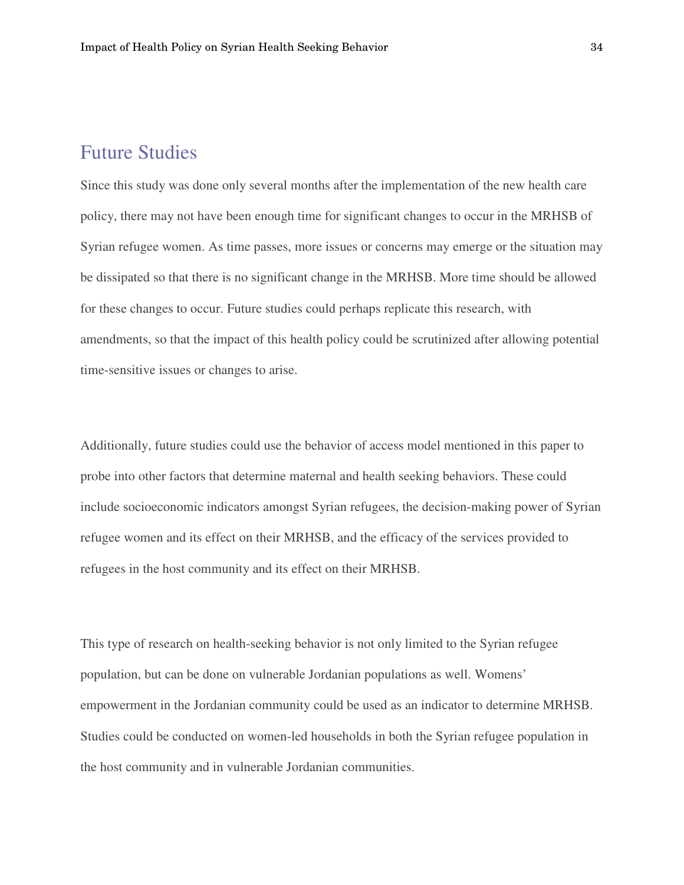## Future Studies

Since this study was done only several months after the implementation of the new health care policy, there may not have been enough time for significant changes to occur in the MRHSB of Syrian refugee women. As time passes, more issues or concerns may emerge or the situation may be dissipated so that there is no significant change in the MRHSB. More time should be allowed for these changes to occur. Future studies could perhaps replicate this research, with amendments, so that the impact of this health policy could be scrutinized after allowing potential time-sensitive issues or changes to arise.

Additionally, future studies could use the behavior of access model mentioned in this paper to probe into other factors that determine maternal and health seeking behaviors. These could include socioeconomic indicators amongst Syrian refugees, the decision-making power of Syrian refugee women and its effect on their MRHSB, and the efficacy of the services provided to refugees in the host community and its effect on their MRHSB.

This type of research on health-seeking behavior is not only limited to the Syrian refugee population, but can be done on vulnerable Jordanian populations as well. Womens' empowerment in the Jordanian community could be used as an indicator to determine MRHSB. Studies could be conducted on women-led households in both the Syrian refugee population in the host community and in vulnerable Jordanian communities.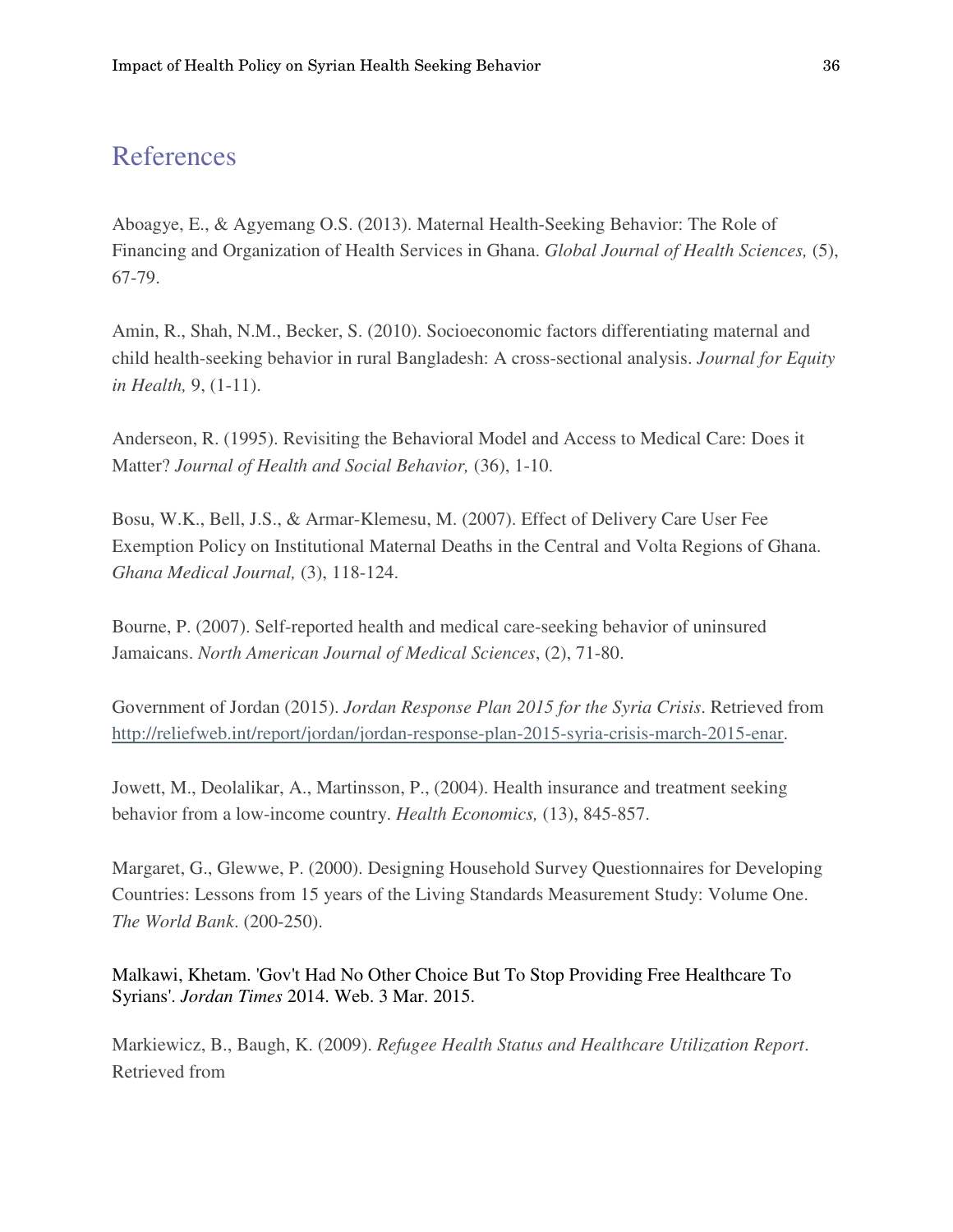# References

Aboagye, E., & Agyemang O.S. (2013). Maternal Health-Seeking Behavior: The Role of Financing and Organization of Health Services in Ghana. *Global Journal of Health Sciences,* (5), 67-79.

Amin, R., Shah, N.M., Becker, S. (2010). Socioeconomic factors differentiating maternal and child health-seeking behavior in rural Bangladesh: A cross-sectional analysis. *Journal for Equity in Health,* 9, (1-11).

Anderseon, R. (1995). Revisiting the Behavioral Model and Access to Medical Care: Does it Matter? *Journal of Health and Social Behavior,* (36), 1-10.

Bosu, W.K., Bell, J.S., & Armar-Klemesu, M. (2007). Effect of Delivery Care User Fee Exemption Policy on Institutional Maternal Deaths in the Central and Volta Regions of Ghana. *Ghana Medical Journal,* (3), 118-124.

Bourne, P. (2007). Self-reported health and medical care-seeking behavior of uninsured Jamaicans. *North American Journal of Medical Sciences*, (2), 71-80.

Government of Jordan (2015). *Jordan Response Plan 2015 for the Syria Crisis*. Retrieved from http://reliefweb.int/report/jordan/jordan-response-plan-2015-syria-crisis-march-2015-enar.

Jowett, M., Deolalikar, A., Martinsson, P., (2004). Health insurance and treatment seeking behavior from a low-income country. *Health Economics,* (13), 845-857.

Margaret, G., Glewwe, P. (2000). Designing Household Survey Questionnaires for Developing Countries: Lessons from 15 years of the Living Standards Measurement Study: Volume One. *The World Bank*. (200-250).

Malkawi, Khetam. 'Gov't Had No Other Choice But To Stop Providing Free Healthcare To Syrians'. *Jordan Times* 2014. Web. 3 Mar. 2015.

Markiewicz, B., Baugh, K. (2009). *Refugee Health Status and Healthcare Utilization Report*. Retrieved from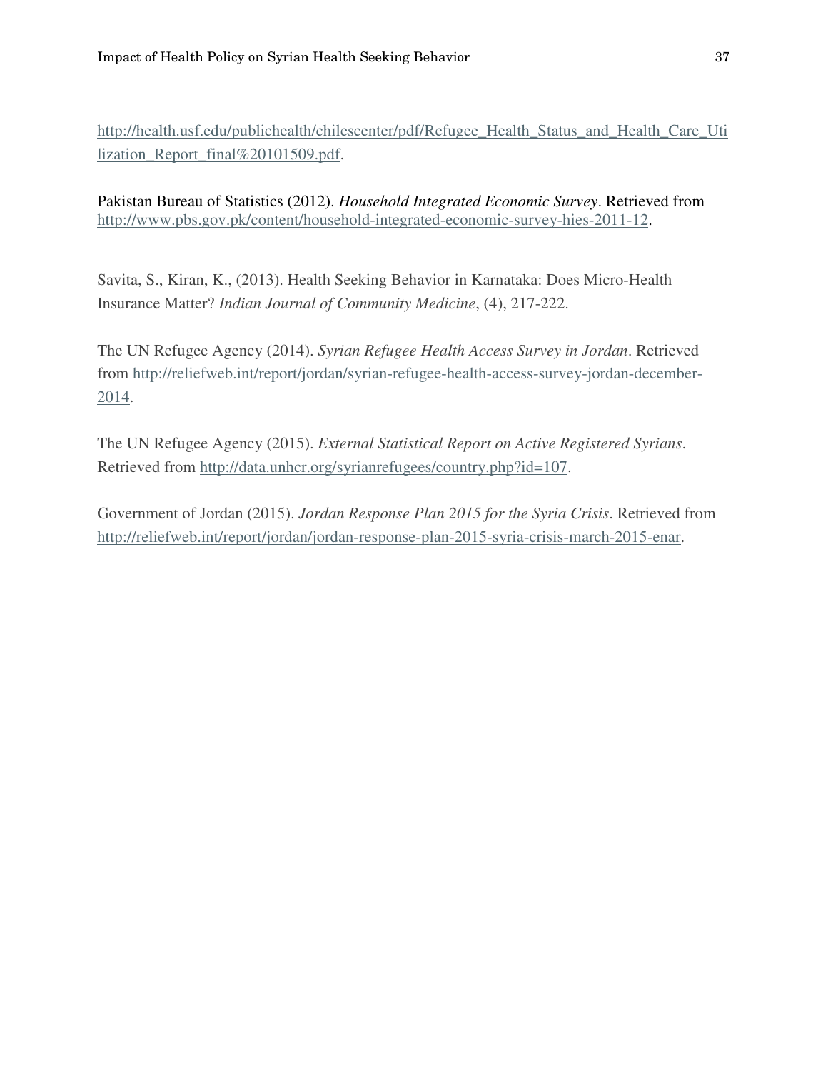http://health.usf.edu/publichealth/chilescenter/pdf/Refugee_Health_Status_and_Health_Care_Utilization_Report_final%20101509.pdf.

Pakistan Bureau of Statistics (2012). *Household Integrated Economic Survey*. Retrieved from http://www.pbs.gov.pk/content/household-integrated-economic-survey-hies-2011-12.

Savita, S., Kiran, K., (2013). Health Seeking Behavior in Karnataka: Does Micro-Health Insurance Matter? *Indian Journal of Community Medicine*, (4), 217-222.

The UN Refugee Agency (2014). *Syrian Refugee Health Access Survey in Jordan*. Retrieved from http://reliefweb.int/report/jordan/syrian-refugee-health-access-survey-jordan-december-2014.

The UN Refugee Agency (2015). *External Statistical Report on Active Registered Syrians*. Retrieved from http://data.unhcr.org/syrianrefugees/country.php?id=107.

Government of Jordan (2015). *Jordan Response Plan 2015 for the Syria Crisis*. Retrieved from http://reliefweb.int/report/jordan/jordan-response-plan-2015-syria-crisis-march-2015-enar.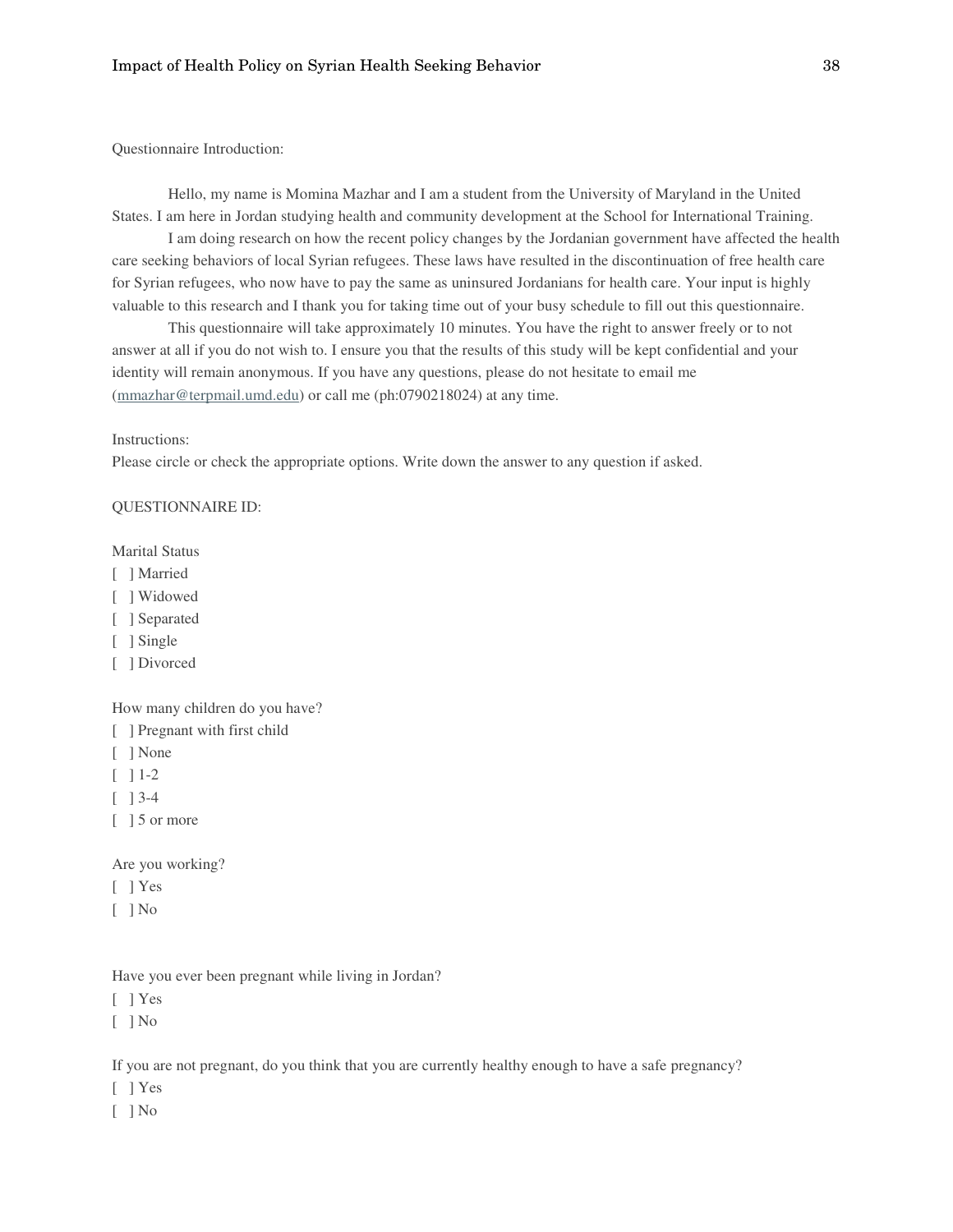Questionnaire Introduction:

Hello, my name is Momina Mazhar and I am a student from the University of Maryland in the United States. I am here in Jordan studying health and community development at the School for International Training.

I am doing research on how the recent policy changes by the Jordanian government have affected the health care seeking behaviors of local Syrian refugees. These laws have resulted in the discontinuation of free health care for Syrian refugees, who now have to pay the same as uninsured Jordanians for health care. Your input is highly valuable to this research and I thank you for taking time out of your busy schedule to fill out this questionnaire.

This questionnaire will take approximately 10 minutes. You have the right to answer freely or to not answer at all if you do not wish to. I ensure you that the results of this study will be kept confidential and your identity will remain anonymous. If you have any questions, please do not hesitate to email me (mmazhar@terpmail.umd.edu) or call me (ph:0790218024) at any time.

Instructions:
Please circle or check the appropriate options. Write down the answer to any question if asked.

QUESTIONNAIRE ID:

Marital Status
[ ] Married
[ ] Widowed
[ ] Separated
[ ] Single
[ ] Divorced

How many children do you have?
[ ] Pregnant with first child
[ ] None
[ ] 1-2
[ ] 3-4
[ ] 5 or more

Are you working?
[ ] Yes
[ ] No

Have you ever been pregnant while living in Jordan?
[ ] Yes
[ ] No

If you are not pregnant, do you think that you are currently healthy enough to have a safe pregnancy?
[ ] Yes
[ ] No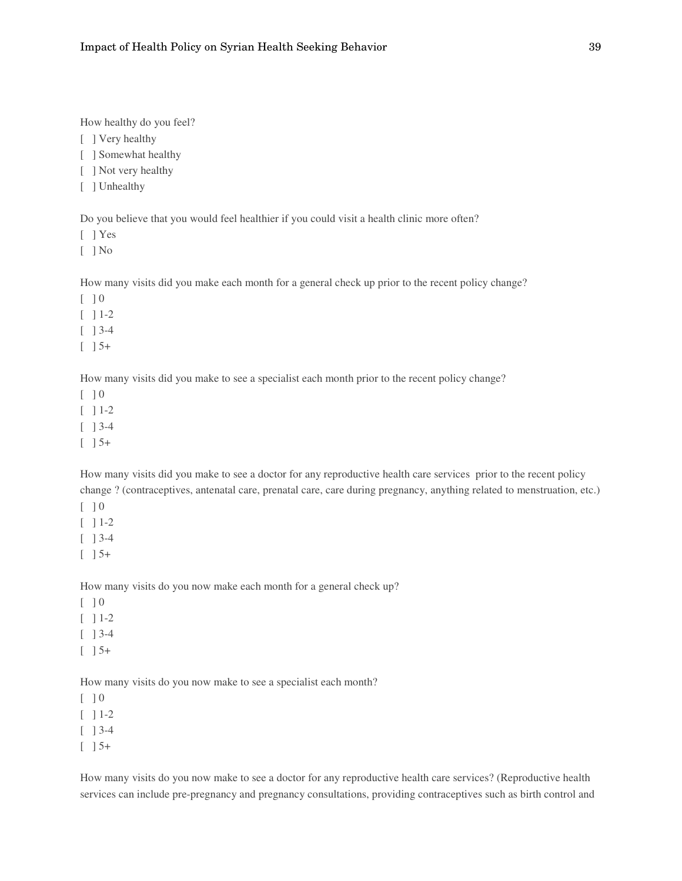How healthy do you feel?

[ ] Very healthy
[ ] Somewhat healthy
[ ] Not very healthy
[ ] Unhealthy

Do you believe that you would feel healthier if you could visit a health clinic more often?

[ ] Yes
[ ] No

How many visits did you make each month for a general check up prior to the recent policy change?

[ ] 0
[ ] 1-2
[ ] 3-4
[ ] 5+

How many visits did you make to see a specialist each month prior to the recent policy change?

[ ] 0
[ ] 1-2
[ ] 3-4
[ ] 5+

How many visits did you make to see a doctor for any reproductive health care services prior to the recent policy change ? (contraceptives, antenatal care, prenatal care, care during pregnancy, anything related to menstruation, etc.)

[ ] 0
[ ] 1-2
[ ] 3-4
[ ] 5+

How many visits do you now make each month for a general check up?

[ ] 0
[ ] 1-2
[ ] 3-4
[ ] 5+

How many visits do you now make to see a specialist each month?

[ ] 0
[ ] 1-2
[ ] 3-4
[ ] 5+

How many visits do you now make to see a doctor for any reproductive health care services? (Reproductive health services can include pre-pregnancy and pregnancy consultations, providing contraceptives such as birth control and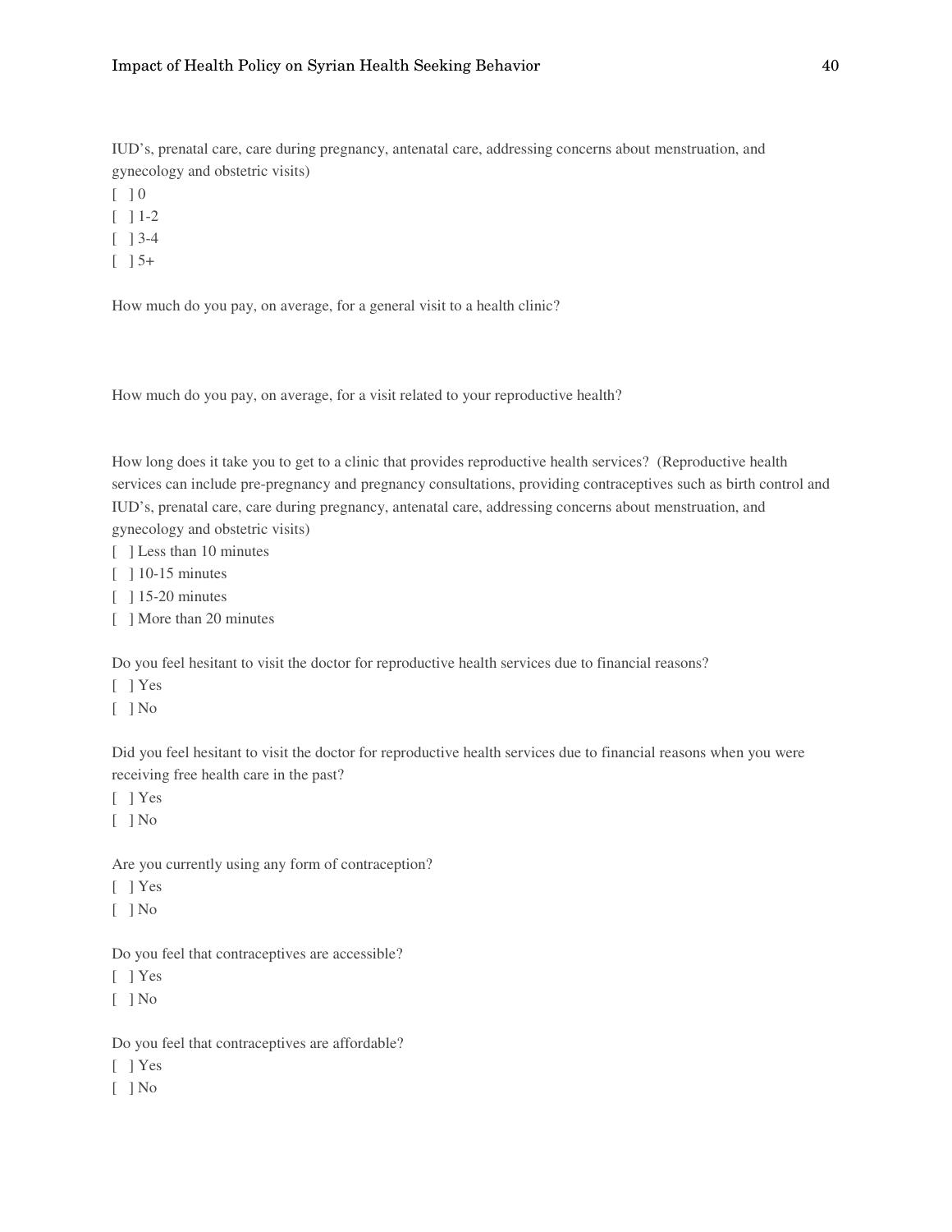IUD's, prenatal care, care during pregnancy, antenatal care, addressing concerns about menstruation, and gynecology and obstetric visits)

[ ] 0
[ ] 1-2
[ ] 3-4
[ ] 5+

How much do you pay, on average, for a general visit to a health clinic?

How much do you pay, on average, for a visit related to your reproductive health?

How long does it take you to get to a clinic that provides reproductive health services? (Reproductive health services can include pre-pregnancy and pregnancy consultations, providing contraceptives such as birth control and IUD's, prenatal care, care during pregnancy, antenatal care, addressing concerns about menstruation, and gynecology and obstetric visits)

[ ] Less than 10 minutes
[ ] 10-15 minutes
[ ] 15-20 minutes
[ ] More than 20 minutes

Do you feel hesitant to visit the doctor for reproductive health services due to financial reasons?

[ ] Yes
[ ] No

Did you feel hesitant to visit the doctor for reproductive health services due to financial reasons when you were receiving free health care in the past?

[ ] Yes
[ ] No

Are you currently using any form of contraception?

[ ] Yes
[ ] No

Do you feel that contraceptives are accessible?

[ ] Yes
[ ] No

Do you feel that contraceptives are affordable?

[ ] Yes
[ ] No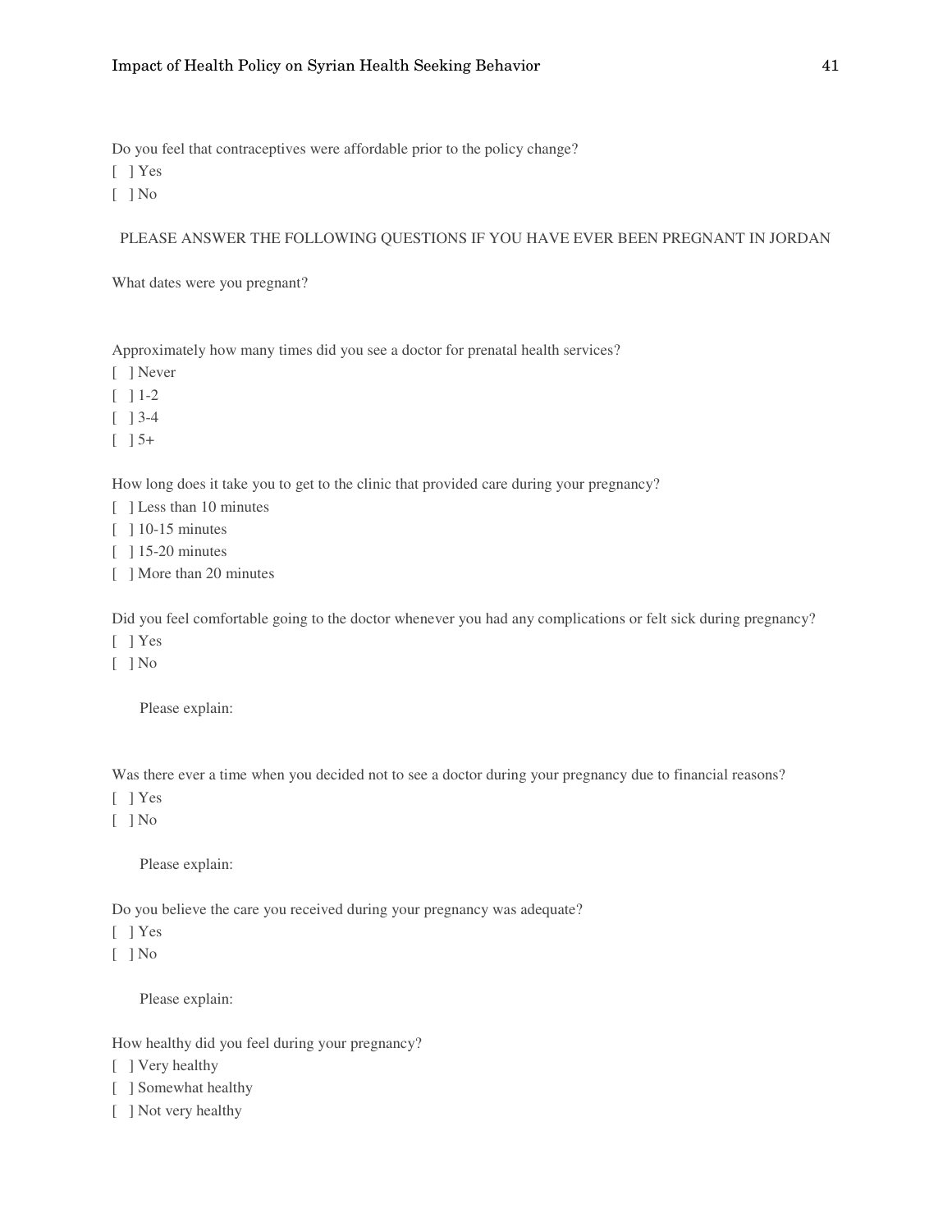Do you feel that contraceptives were affordable prior to the policy change?

[ ] Yes

[ ] No

PLEASE ANSWER THE FOLLOWING QUESTIONS IF YOU HAVE EVER BEEN PREGNANT IN JORDAN

What dates were you pregnant?

Approximately how many times did you see a doctor for prenatal health services?

[ ] Never

[ ] 1-2

[ ] 3-4

[ ] 5+

How long does it take you to get to the clinic that provided care during your pregnancy?

[ ] Less than 10 minutes

[ ] 10-15 minutes

[ ] 15-20 minutes

[ ] More than 20 minutes

Did you feel comfortable going to the doctor whenever you had any complications or felt sick during pregnancy?

[ ] Yes

[ ] No

Please explain:

Was there ever a time when you decided not to see a doctor during your pregnancy due to financial reasons?

[ ] Yes

[ ] No

Please explain:

Do you believe the care you received during your pregnancy was adequate?

[ ] Yes

[ ] No

Please explain:

How healthy did you feel during your pregnancy?

[ ] Very healthy

[ ] Somewhat healthy

[ ] Not very healthy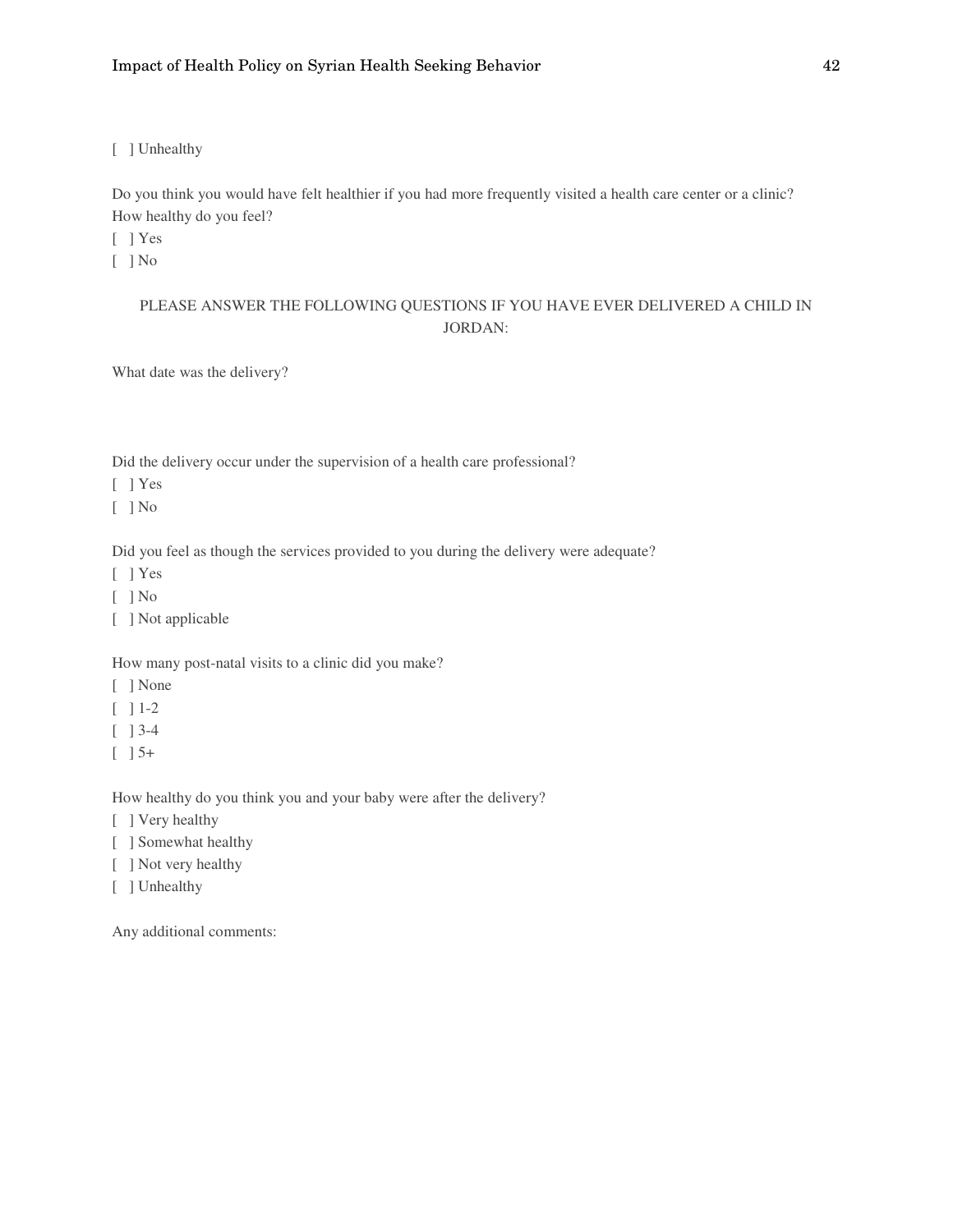[ ] Unhealthy

Do you think you would have felt healthier if you had more frequently visited a health care center or a clinic? How healthy do you feel?

[ ] Yes
[ ] No

PLEASE ANSWER THE FOLLOWING QUESTIONS IF YOU HAVE EVER DELIVERED A CHILD IN JORDAN:

What date was the delivery?

Did the delivery occur under the supervision of a health care professional?

[ ] Yes
[ ] No

Did you feel as though the services provided to you during the delivery were adequate?

[ ] Yes
[ ] No
[ ] Not applicable

How many post-natal visits to a clinic did you make?

[ ] None
[ ] 1-2
[ ] 3-4
[ ] 5+

How healthy do you think you and your baby were after the delivery?

[ ] Very healthy
[ ] Somewhat healthy
[ ] Not very healthy
[ ] Unhealthy

Any additional comments: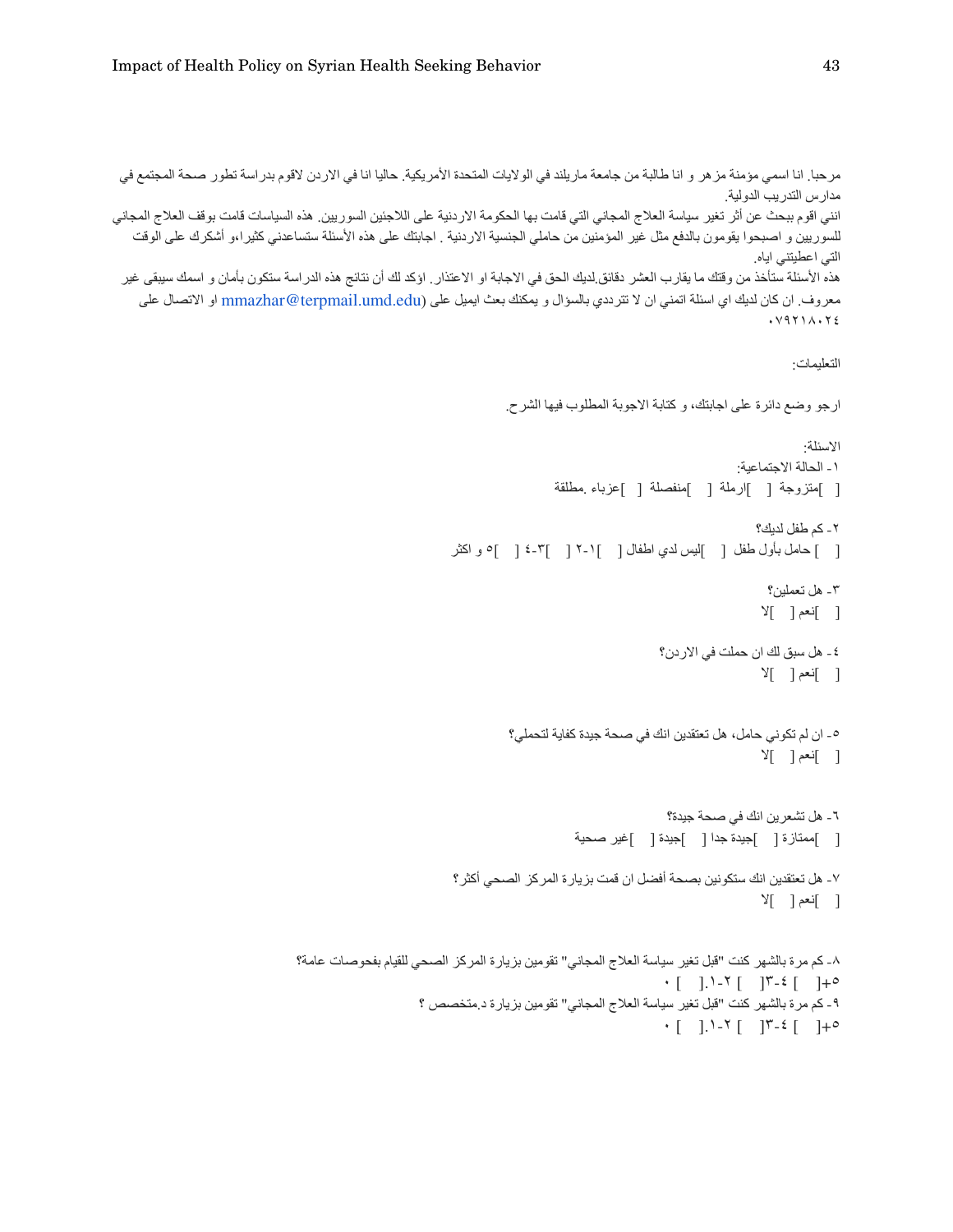مرحبا. انا اسمي مؤمنة مزهر و انا طالبة من جامعة ماريلند في الولايات المتحدة الأمريكية. حاليا انا في الاردن لاقوم بدراسة تطور صحة المجتمع في مدارس التدريب الدولية.

انني اقوم ببحث عن أثر تغير سياسة العلاج المجاني التي قامت بها الحكومة الاردنية على اللاجئين السوريين. هذه السياسات قامت بوقف العلاج المجاني للسوريين و اصبحوا يقومون بالدفع مثل غير المؤمنين من حاملي الجنسية الاردنية . اجابتك على هذه الأسئلة ستساعدني كثيرا،و أشكرك على الوقت التي اعطيتني اياه.

هذه الأسئلة ستأخذ من وقتك ما يقارب العشر دقائق.لديك الحق في الاجابة او الاعتذار. اؤكد لك أن نتائج هذه الدراسة ستكون بأمان و اسمك سيبقى غير معروف. ان كان لديك اي اسئلة اتمني ان لا تترددي بالسؤال و يمكنك بعث ايميل على (mmazhar@terpmail.umd.edu او الاتصال على ٠٧٩٢١٨٠٢٤

التعليمات:

ارجو وضع دائرة على اجابتك، و كتابة الاجوبة المطلوب فيها الشرح.

الاسئلة:

١- الحالة الاجتماعية:

[ ]متزوجة [ ]ارملة [ ]منفصلة [ ]عزباء ,مطلقة

٢- كم طفل لديك؟

[ ] حامل بأول طفل [ ]ليس لدي اطفال [ ]١-٢ [ ]٣-٤ [ ]٥ و اكثر

٣- هل تعملين؟

[ ]نعم [ ]لا

٤- هل سبق لك ان حملت في الاردن؟

[ ]نعم [ ]لا

٥- ان لم تكوني حامل، هل تعتقدين انك في صحة جيدة كفاية لتحملي؟

[ ]نعم [ ]لا

٦- هل تشعرين انك في صحة جيدة؟

[ ]ممتازة [ ]جيدة جدا [ ]جيدة [ ]غير صحية

٧- هل تعتقدين انك ستكونين بصحة أفضل ان قمت بزيارة المركز الصحي أكثر؟

[ ]نعم [ ]لا

٨- كم مرة بالشهر كنت "قبل تغير سياسة العلاج المجاني" تقومين بزيارة المركز الصحي للقيام بفحوصات عامة؟

[ ]٥+ [ ]٣-٤ [ ]١-٢. [ ]٠

٩- كم مرة بالشهر كنت "قبل تغير سياسة العلاج المجاني" تقومين بزيارة د.متخصص ؟

[ ]٥+ [ ]٣-٤ [ ]١-٢. [ ]٠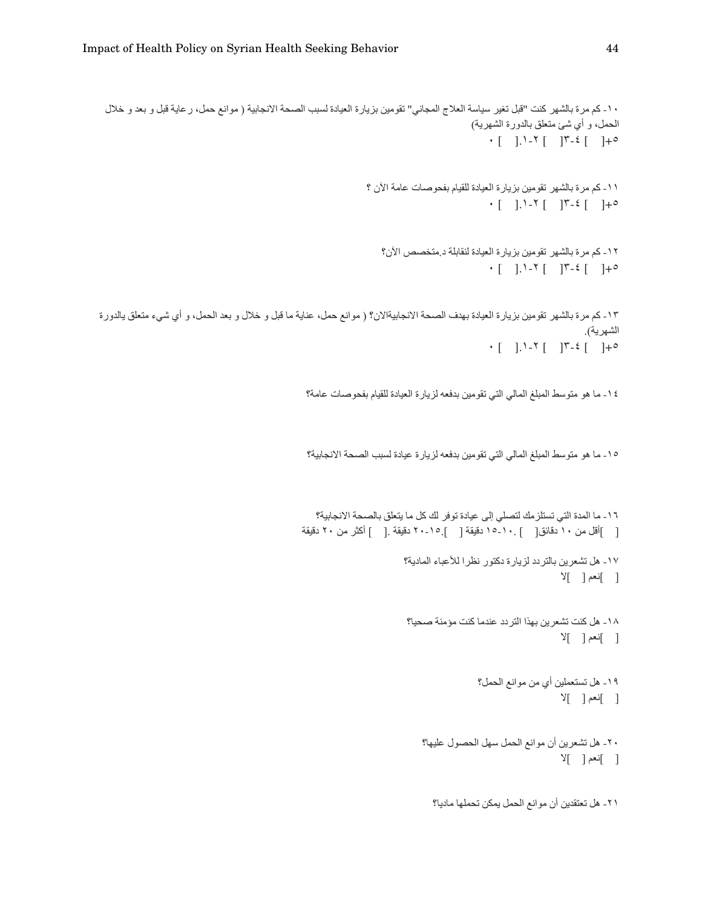١٠- كم مرة بالشهر كنت "قبل تغير سياسة العلاج المجاني" تقومين بزيارة العيادة لسبب الصحة الانجابية ( موانع حمل، رعاية قبل و بعد و خلال الحمل، و أي شئ متعلق بالدورة الشهرية)

٠ [ ] .١-٢ [ ] ٣-٤ [ ] ٥+ [ ]

١١- كم مرة بالشهر تقومين بزيارة العيادة للقيام بفحوصات عامة الآن ؟

٠ [ ] .١-٢ [ ] ٣-٤ [ ] ٥+ [ ]

١٢- كم مرة بالشهر تقومين بزيارة العيادة لنقابلة د.متخصص الآن؟

٠ [ ] .١-٢ [ ] ٣-٤ [ ] ٥+ [ ]

١٣- كم مرة بالشهر تقومين بزيارة العيادة بهدف الصحة الانجابيةالان؟ ( موانع حمل، عناية ما قبل و خلال و بعد الحمل، و أي شيء متعلق بالدورة الشهرية).

٠ [ ] .١-٢ [ ] ٣-٤ [ ] ٥+ [ ]

١٤- ما هو متوسط المبلغ المالي التي تقومين بدفعه لزيارة العيادة للقيام بفحوصات عامة؟

١٥- ما هو متوسط المبلغ المالي التي تقومين بدفعه لزيارة عيادة لسبب الصحة الانجابية؟

١٦- ما المدة التي تستلزمك لتصلي إلى عيادة توفر لك كل ما يتعلق بالصحة الانجابية؟

[ ]أقل من ١٠ دقائق[ ] .١٠-١٥ دقيقة [ ].١٥-٢٠ دقيقة .[ ] أكثر من ٢٠ دقيقة

١٧- هل تشعرين بالتردد لزيارة دكتور نظرا للأعباء المادية؟

[ ]نعم [ ]لا

١٨- هل كنت تشعرين بهذا التردد عندما كنت مؤمنة صحيا؟

[ ]نعم [ ]لا

١٩- هل تستعملين أي من موانع الحمل؟

[ ]نعم [ ]لا

٢٠- هل تشعرين أن موانع الحمل سهل الحصول عليها؟

[ ]نعم [ ]لا

٢١- هل تعتقدين أن موانع الحمل يمكن تحملها ماديا؟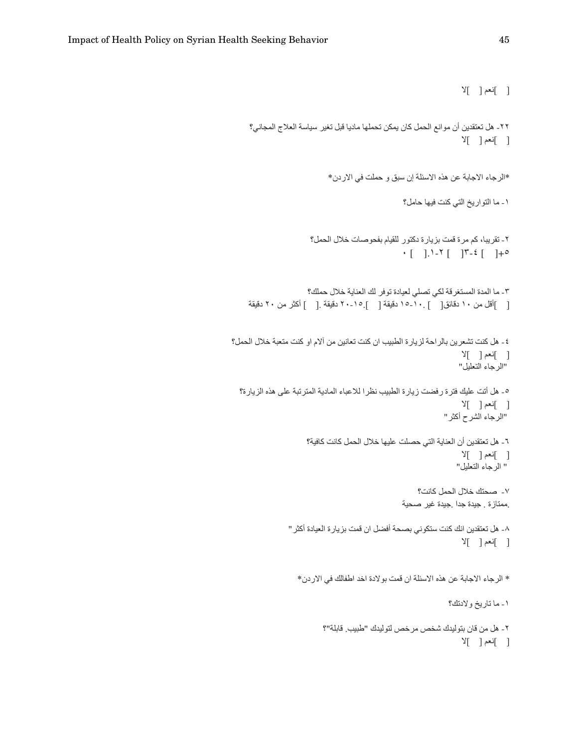[ ]نعم [ ]لا

٢٢- هل تعتقدين أن موانع الحمل كان يمكن تحملها ماديا قبل تغير سياسة العلاج المجاني؟

[ ]نعم [ ]لا

*الرجاء الاجابة عن هذه الاسئلة إن سبق و حملت في الاردن*

١- ما التواريخ التي كنت فيها حامل؟

٢- تقريبا، كم مرة قمت بزيارة دكتور للقيام بفحوصات خلال الحمل؟

[ ]٠. [ ]١-٢ [ ]٣-٤ [ ]٥+

٣- ما المدة المستغرقة لكي تصلي لعيادة توفر لك العناية خلال حملك؟

[ ]أقل من ١٠ دقائق [ ]. ١٠-١٥ دقيقة [ ].١٥-٢٠ دقيقة [ ]. أكثر من ٢٠ دقيقة

٤- هل كنت تشعرين بالراحة لزيارة الطبيب ان كنت تعانين من آلام او كنت متعبة خلال الحمل؟

[ ]نعم [ ]لا

"الرجاء التعليل"

٥- هل أتت عليك فترة رفضت زيارة الطبيب نظرا للاعباء المادية المترتبة على هذه الزيارة؟

[ ]نعم [ ]لا

"الرجاء الشرح أكثر"

٦- هل تعتقدين أن العناية التي حصلت عليها خلال الحمل كانت كافية؟

[ ]نعم [ ]لا

" الرجاء التعليل"

٧- صحتك خلال الحمل كانت؟

.ممتازة . جيدة جدا .جيدة غير صحية

٨- هل تعتقدين انك كنت ستكوني بصحة أفضل ان قمت بزيارة العيادة أكثر"

[ ]نعم [ ]لا

* الرجاء الاجابة عن هذه الاسئلة ان قمت بولادة اخد اطفالك في الاردن*

١- ما تاريخ ولادتك؟

٢- هل من قان بتوليدك شخص مرخص لتوليدك "طبيب. قابلة"؟

[ ]نعم [ ]لا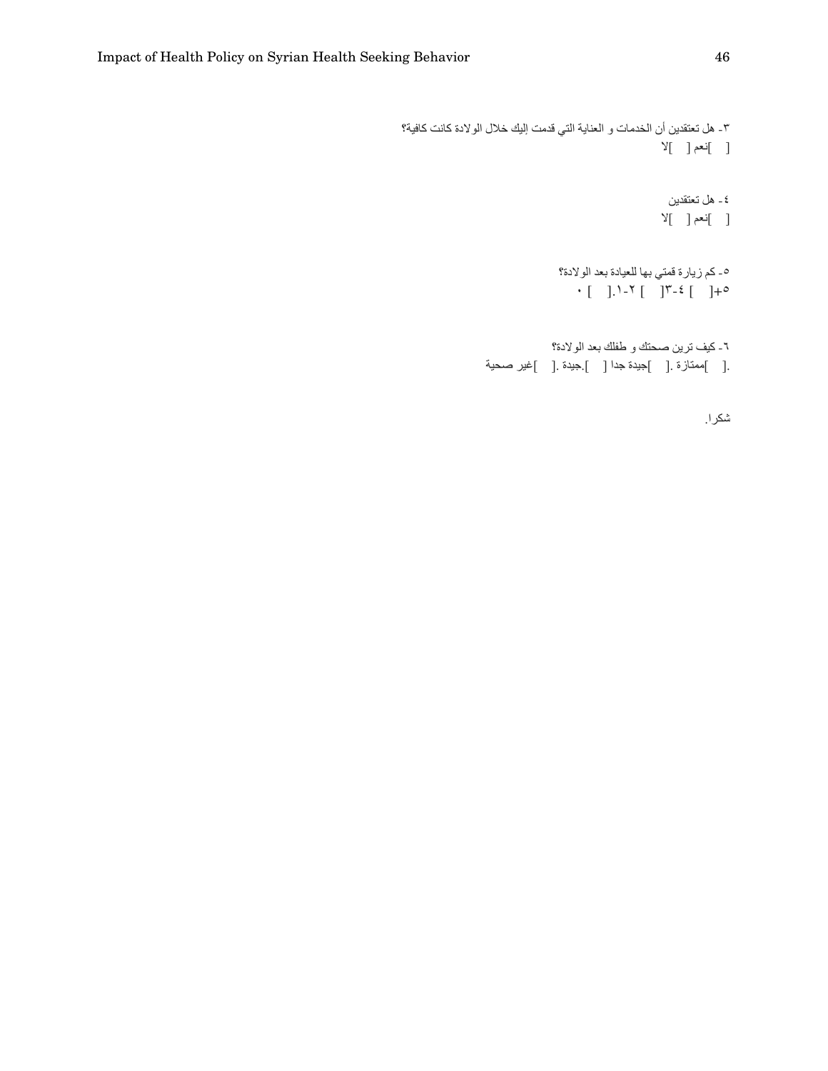٣- هل تعتقدين أن الخدمات و العناية التي قدمت إليك خلال الولادة كانت كافية؟

[ ]نعم [ ]لا

٤- هل تعتقدين

[ ]نعم [ ]لا

٥- كم زيارة قمتي بها للعيادة بعد الولادة؟

٠ [ ].١-٢ [ ]٣-٤ [ ]+٥

٦- كيف ترين صحتك و طفلك بعد الولادة؟

.[ ]ممتازة .[ ]جيدة جدا [ ].جيدة .[ ]غير صحية

شكرا.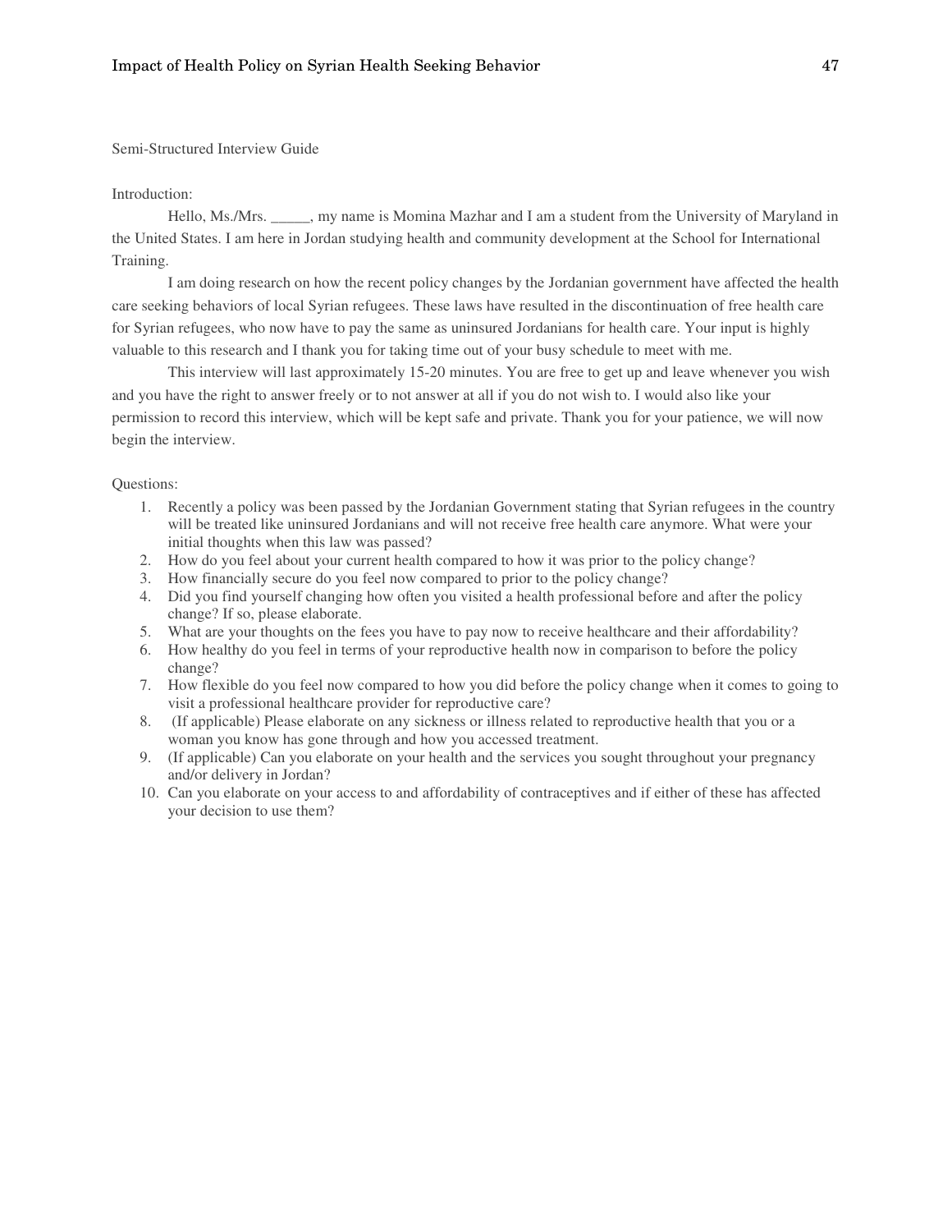Semi-Structured Interview Guide

Introduction:

Hello, Ms./Mrs. _____, my name is Momina Mazhar and I am a student from the University of Maryland in the United States. I am here in Jordan studying health and community development at the School for International Training.

I am doing research on how the recent policy changes by the Jordanian government have affected the health care seeking behaviors of local Syrian refugees. These laws have resulted in the discontinuation of free health care for Syrian refugees, who now have to pay the same as uninsured Jordanians for health care. Your input is highly valuable to this research and I thank you for taking time out of your busy schedule to meet with me.

This interview will last approximately 15-20 minutes. You are free to get up and leave whenever you wish and you have the right to answer freely or to not answer at all if you do not wish to. I would also like your permission to record this interview, which will be kept safe and private. Thank you for your patience, we will now begin the interview.

Questions:

1. Recently a policy was been passed by the Jordanian Government stating that Syrian refugees in the country will be treated like uninsured Jordanians and will not receive free health care anymore. What were your initial thoughts when this law was passed?
2. How do you feel about your current health compared to how it was prior to the policy change?
3. How financially secure do you feel now compared to prior to the policy change?
4. Did you find yourself changing how often you visited a health professional before and after the policy change? If so, please elaborate.
5. What are your thoughts on the fees you have to pay now to receive healthcare and their affordability?
6. How healthy do you feel in terms of your reproductive health now in comparison to before the policy change?
7. How flexible do you feel now compared to how you did before the policy change when it comes to going to visit a professional healthcare provider for reproductive care?
8. (If applicable) Please elaborate on any sickness or illness related to reproductive health that you or a woman you know has gone through and how you accessed treatment.
9. (If applicable) Can you elaborate on your health and the services you sought throughout your pregnancy and/or delivery in Jordan?
10. Can you elaborate on your access to and affordability of contraceptives and if either of these has affected your decision to use them?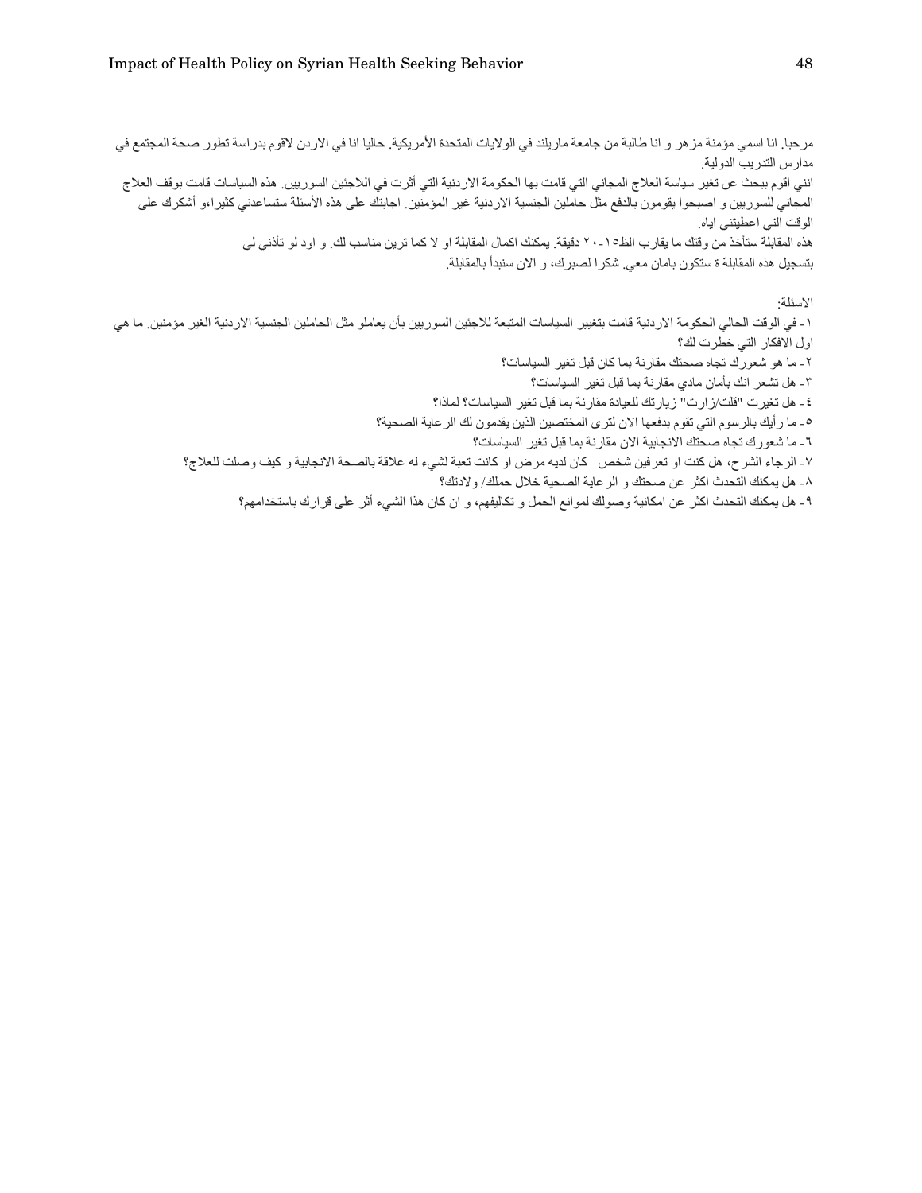مرحبا. انا اسمي مؤمنة مزهر و انا طالبة من جامعة ماريلند في الولايات المتحدة الأمريكية. حاليا انا في الاردن لاقوم بدراسة تطور صحة المجتمع في مدارس التدريب الدولية.

انني اقوم ببحث عن تغير سياسة العلاج المجاني التي قامت بها الحكومة الاردنية التي أثرت في اللاجئين السوريين. هذه السياسات قامت بوقف العلاج المجاني للسوريين و اصبحوا يقومون بالدفع مثل حاملين الجنسية الاردنية غير المؤمنين. اجابتك على هذه الأسئلة ستساعدني كثيرا،و أشكرك على الوقت التي اعطيتني اياه.

هذه المقابلة ستأخذ من وقتك ما يقارب الظ١٥-٢٠ دقيقة. يمكنك اكمال المقابلة او لا كما ترين مناسب لك. و اود لو تأذني لي بتسجيل هذه المقابلة ة ستكون بامان معي. شكرا لصبرك، و الان سنبدأ بالمقابلة.

الاسئلة:

١- في الوقت الحالي الحكومة الاردنية قامت بتغيير السياسات المتبعة للاجئين السوريين بأن يعاملو مثل الحاملين الجنسية الاردنية الغير مؤمنين. ما هي اول الافكار التي خطرت لك؟

٢- ما هو شعورك تجاه صحتك مقارنة بما كان قبل تغير السياسات؟

٣- هل تشعر انك بأمان مادي مقارنة بما قبل تغير السياسات؟

٤- هل تغيرت "قلت/زارت" زيارتك للعيادة مقارنة بما قبل تغير السياسات؟ لماذا؟

٥- ما رأيك بالرسوم التي تقوم بدفعها الان لترى المختصين الذين يقدمون لك الرعاية الصحية؟

٦- ما شعورك تجاه صحتك الانجابية الان مقارنة بما قبل تغير السياسات؟

٧- الرجاء الشرح، هل كنت او تعرفين شخص كان لديه مرض او كانت تعبة لشيء له علاقة بالصحة الانجابية و كيف وصلت للعلاج؟

٨- هل يمكنك التحدث اكثر عن صحتك و الرعاية الصحية خلال حملك/ ولادتك؟

٩- هل يمكنك التحدث اكثر عن امكانية وصولك لموانع الحمل و تكاليفهم، و ان كان هذا الشيء أثر على قرارك باستخدامهم؟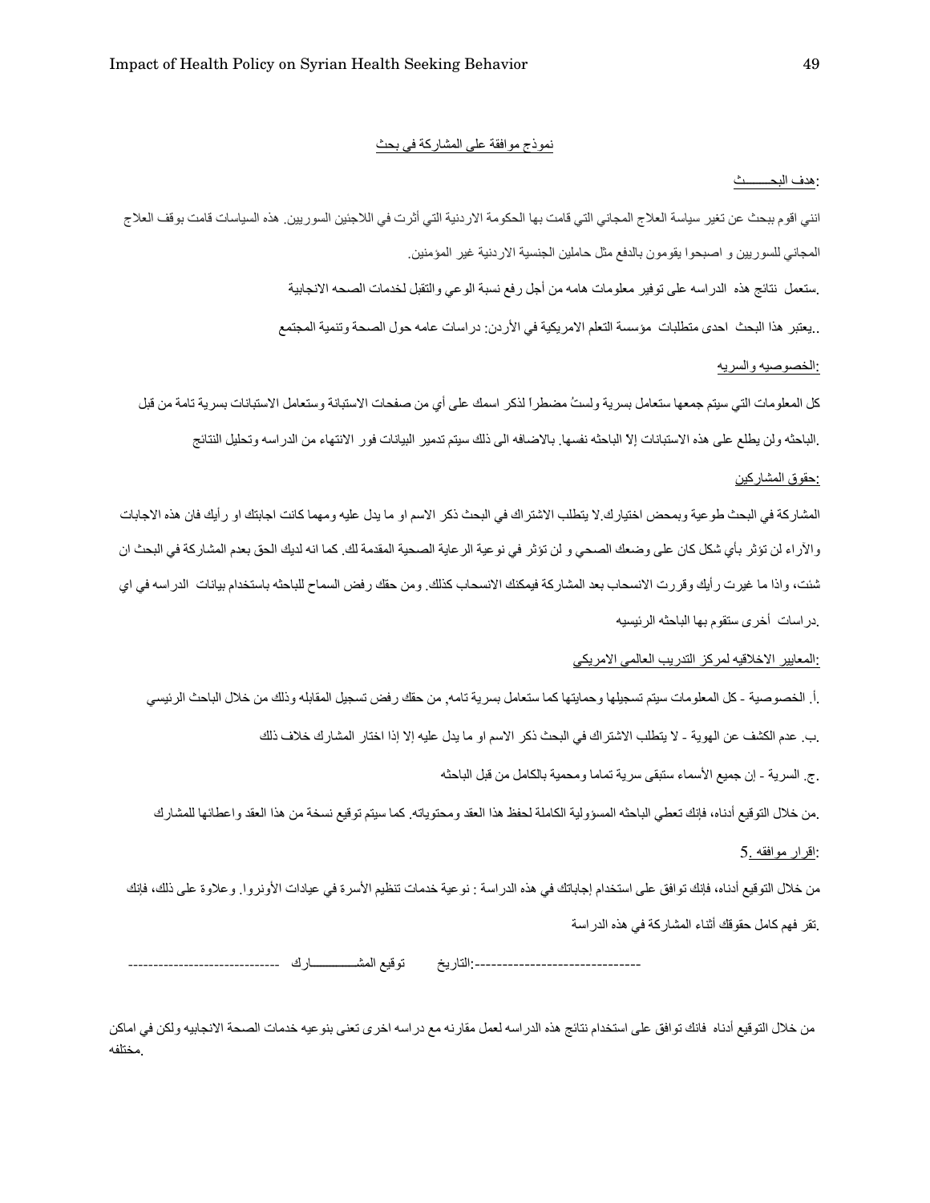نموذج موافقة على المشاركة في بحث

:هدف البحـــــــث

انني اقوم ببحث عن تغير سياسة العلاج المجاني التي قامت بها الحكومة الاردنية التي أثرت في اللاجئين السوريين. هذه السياسات قامت بوقف العلاج المجاني للسوريين و اصبحوا يقومون بالدفع مثل حاملين الجنسية الاردنية غير المؤمنين.

.ستعمل نتائج هذه الدراسه على توفير معلومات هامه من أجل رفع نسبة الوعي والتقبل لخدمات الصحه الانجابية

..يعتبر هذا البحث احدى متطلبات مؤسسة التعلم الامريكية في الأردن: دراسات عامه حول الصحة وتنمية المجتمع

:الخصوصيه والسريه

كل المعلومات التي سيتم جمعها ستعامل بسرية ولستُ مضطراً لذكر اسمك على أي من صفحات الاستبانة وستعامل الاستبانات بسرية تامة من قبل .الباحثه ولن يطلع على هذه الاستبانات إلا الباحثه نفسها. بالاضافه الى ذلك سيتم تدمير البيانات فور الانتهاء من الدراسه وتحليل النتائج

:حقوق المشاركين

المشاركة في البحث طوعية وبمحض اختيارك.لا يتطلب الاشتراك في البحث ذكر الاسم او ما يدل عليه ومهما كانت اجابتك او رأيك فان هذه الاجابات والآراء لن تؤثر بأي شكل كان على وضعك الصحي و لن تؤثر في نوعية الرعاية الصحية المقدمة لك. كما انه لديك الحق بعدم المشاركة في البحث ان شئت، واذا ما غيرت رأيك وقررت الانسحاب بعد المشاركة فيمكنك الانسحاب كذلك. ومن حقك رفض السماح للباحثه باستخدام بيانات الدراسه في اي .دراسات أخرى ستقوم بها الباحثه الرئيسيه

:المعايير الاخلاقيه لمركز التدريب العالمي الامريكي

.أ. الخصوصية - كل المعلومات سيتم تسجيلها وحمايتها كما ستعامل بسرية تامه. من حقك رفض تسجيل المقابله وذلك من خلال الباحث الرئيسي

.ب. عدم الكشف عن الهوية - لا يتطلب الاشتراك في البحث ذكر الاسم او ما يدل عليه إلا إذا اختار المشارك خلاف ذلك

.ج. السرية - إن جميع الأسماء ستبقى سرية تماما ومحمية بالكامل من قبل الباحثه

.من خلال التوقيع أدناه، فإنك تعطي الباحثه المسؤولية الكاملة لحفظ هذا العقد ومحتوياته. كما سيتم توقيع نسخة من هذا العقد واعطائها للمشارك

:اقرار موافقه .5

من خلال التوقيع أدناه، فإنك توافق على استخدام إجاباتك في هذه الدراسة : نوعية خدمات تنظيم الأسرة في عيادات الأونروا. وعلاوة على ذلك، فإنك .تقر فهم كامل حقوقك أثناء المشاركة في هذه الدراسة

----------------------------- توقيع المشـــــــــــارك ------------------------------:التاريخ

من خلال التوقيع أدناه فانك توافق على استخدام نتائج هذه الدراسه لعمل مقارنه مع دراسه اخرى تعنى بنوعيه خدمات الصحة الانجابيه ولكن في اماكن .مختلفه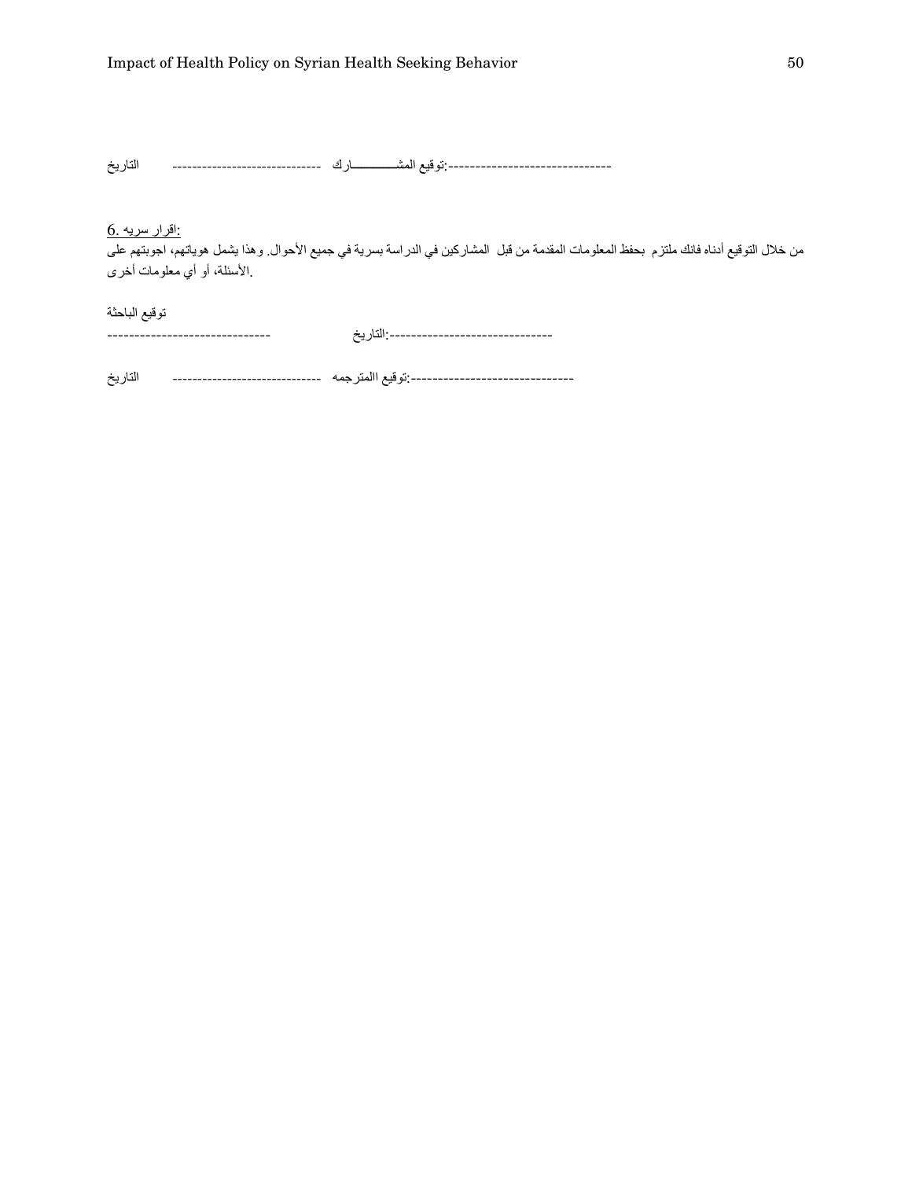التاريخ ----------------------------- توقيع المشـــــــــارك :------------------------------

6. اقرار سريه:

من خلال التوقيع أدناه فانك ملتزم بحفظ المعلومات المقدمة من قبل المشاركين في الدراسة بسرية في جميع الأحوال. وهذا يشمل هوياتهم، اجوبتهم على الأسئلة، أو أي معلومات أخرى.

توقيع الباحثة

------------------------------ التاريخ:------------------------------

التاريخ ----------------------------- توقيع االمترجمه :------------------------------